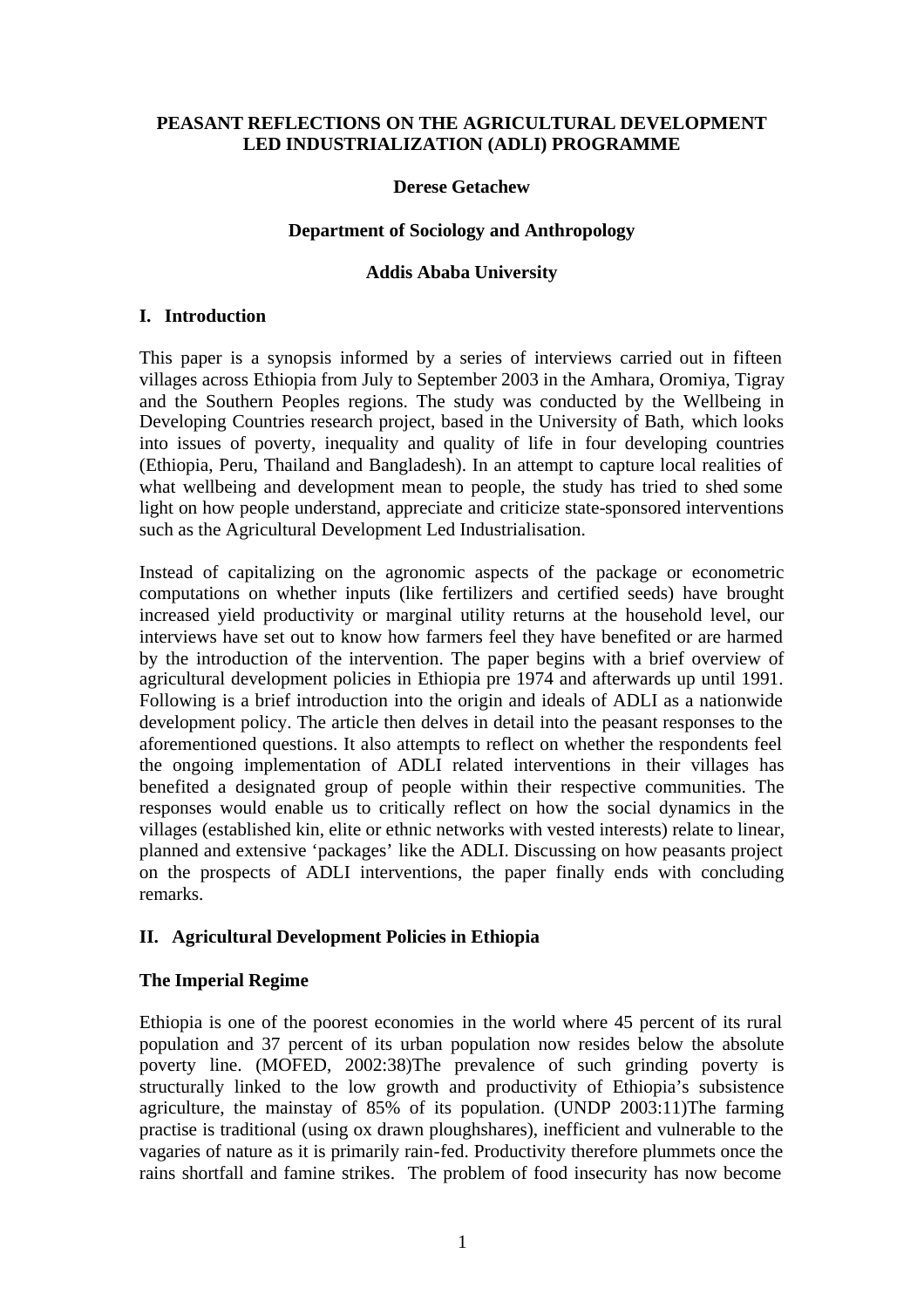# PEASANT REFLECTIONS ON THE AGRICULTURAL DEVELOPMENT LED INDUSTRIALIZATION (ADLI) PROGRAMME

**Derese Getachew**

**Department of Sociology and Anthropology**

**Addis Ababa University**

## I. Introduction

This paper is a synopsis informed by a series of interviews carried out in fifteen villages across Ethiopia from July to September 2003 in the Amhara, Oromiya, Tigray and the Southern Peoples regions. The study was conducted by the Wellbeing in Developing Countries research project, based in the University of Bath, which looks into issues of poverty, inequality and quality of life in four developing countries (Ethiopia, Peru, Thailand and Bangladesh). In an attempt to capture local realities of what wellbeing and development mean to people, the study has tried to shed some light on how people understand, appreciate and criticize state-sponsored interventions such as the Agricultural Development Led Industrialisation.

Instead of capitalizing on the agronomic aspects of the package or econometric computations on whether inputs (like fertilizers and certified seeds) have brought increased yield productivity or marginal utility returns at the household level, our interviews have set out to know how farmers feel they have benefited or are harmed by the introduction of the intervention. The paper begins with a brief overview of agricultural development policies in Ethiopia pre 1974 and afterwards up until 1991. Following is a brief introduction into the origin and ideals of ADLI as a nationwide development policy. The article then delves in detail into the peasant responses to the aforementioned questions. It also attempts to reflect on whether the respondents feel the ongoing implementation of ADLI related interventions in their villages has benefited a designated group of people within their respective communities. The responses would enable us to critically reflect on how the social dynamics in the villages (established kin, elite or ethnic networks with vested interests) relate to linear, planned and extensive 'packages' like the ADLI. Discussing on how peasants project on the prospects of ADLI interventions, the paper finally ends with concluding remarks.

## II. Agricultural Development Policies in Ethiopia

### The Imperial Regime

Ethiopia is one of the poorest economies in the world where 45 percent of its rural population and 37 percent of its urban population now resides below the absolute poverty line. (MOFED, 2002:38)The prevalence of such grinding poverty is structurally linked to the low growth and productivity of Ethiopia's subsistence agriculture, the mainstay of 85% of its population. (UNDP 2003:11)The farming practise is traditional (using ox drawn ploughshares), inefficient and vulnerable to the vagaries of nature as it is primarily rain-fed. Productivity therefore plummets once the rains shortfall and famine strikes. The problem of food insecurity has now become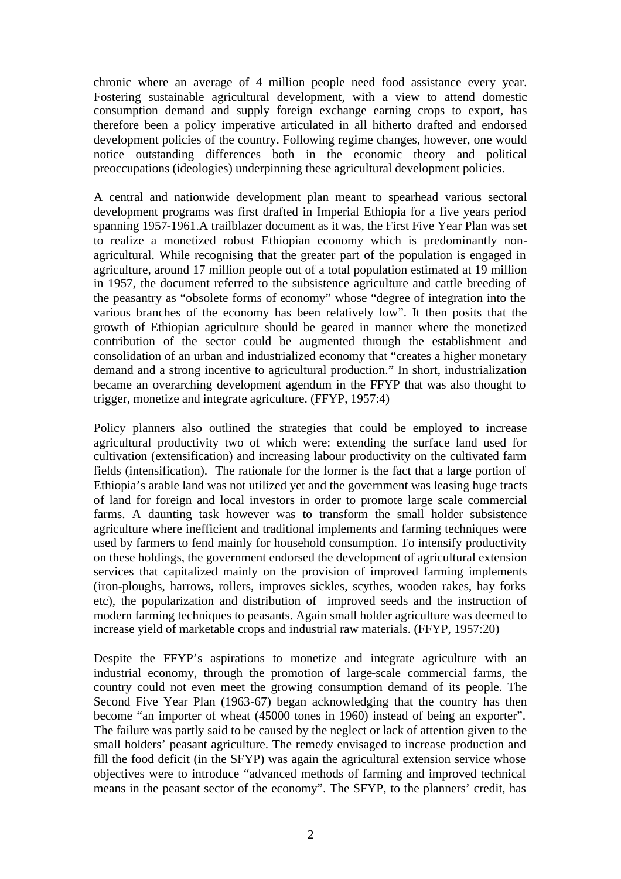chronic where an average of 4 million people need food assistance every year. Fostering sustainable agricultural development, with a view to attend domestic consumption demand and supply foreign exchange earning crops to export, has therefore been a policy imperative articulated in all hitherto drafted and endorsed development policies of the country. Following regime changes, however, one would notice outstanding differences both in the economic theory and political preoccupations (ideologies) underpinning these agricultural development policies.

A central and nationwide development plan meant to spearhead various sectoral development programs was first drafted in Imperial Ethiopia for a five years period spanning 1957-1961.A trailblazer document as it was, the First Five Year Plan was set to realize a monetized robust Ethiopian economy which is predominantly non-agricultural. While recognising that the greater part of the population is engaged in agriculture, around 17 million people out of a total population estimated at 19 million in 1957, the document referred to the subsistence agriculture and cattle breeding of the peasantry as "obsolete forms of economy" whose "degree of integration into the various branches of the economy has been relatively low". It then posits that the growth of Ethiopian agriculture should be geared in manner where the monetized contribution of the sector could be augmented through the establishment and consolidation of an urban and industrialized economy that "creates a higher monetary demand and a strong incentive to agricultural production." In short, industrialization became an overarching development agendum in the FFYP that was also thought to trigger, monetize and integrate agriculture. (FFYP, 1957:4)

Policy planners also outlined the strategies that could be employed to increase agricultural productivity two of which were: extending the surface land used for cultivation (extensification) and increasing labour productivity on the cultivated farm fields (intensification). The rationale for the former is the fact that a large portion of Ethiopia's arable land was not utilized yet and the government was leasing huge tracts of land for foreign and local investors in order to promote large scale commercial farms. A daunting task however was to transform the small holder subsistence agriculture where inefficient and traditional implements and farming techniques were used by farmers to fend mainly for household consumption. To intensify productivity on these holdings, the government endorsed the development of agricultural extension services that capitalized mainly on the provision of improved farming implements (iron-ploughs, harrows, rollers, improves sickles, scythes, wooden rakes, hay forks etc), the popularization and distribution of improved seeds and the instruction of modern farming techniques to peasants. Again small holder agriculture was deemed to increase yield of marketable crops and industrial raw materials. (FFYP, 1957:20)

Despite the FFYP's aspirations to monetize and integrate agriculture with an industrial economy, through the promotion of large-scale commercial farms, the country could not even meet the growing consumption demand of its people. The Second Five Year Plan (1963-67) began acknowledging that the country has then become "an importer of wheat (45000 tones in 1960) instead of being an exporter". The failure was partly said to be caused by the neglect or lack of attention given to the small holders' peasant agriculture. The remedy envisaged to increase production and fill the food deficit (in the SFYP) was again the agricultural extension service whose objectives were to introduce "advanced methods of farming and improved technical means in the peasant sector of the economy". The SFYP, to the planners' credit, has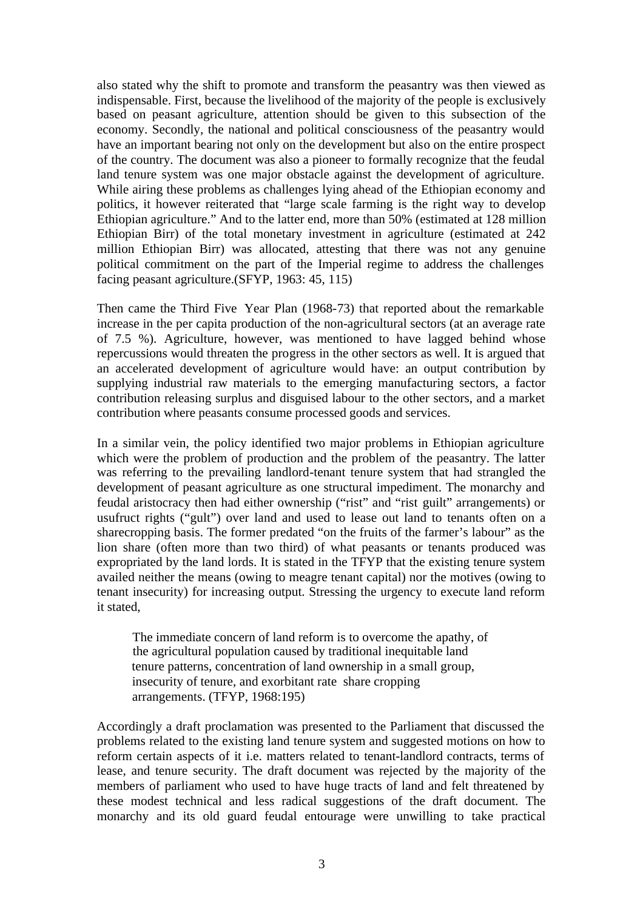also stated why the shift to promote and transform the peasantry was then viewed as indispensable. First, because the livelihood of the majority of the people is exclusively based on peasant agriculture, attention should be given to this subsection of the economy. Secondly, the national and political consciousness of the peasantry would have an important bearing not only on the development but also on the entire prospect of the country. The document was also a pioneer to formally recognize that the feudal land tenure system was one major obstacle against the development of agriculture. While airing these problems as challenges lying ahead of the Ethiopian economy and politics, it however reiterated that "large scale farming is the right way to develop Ethiopian agriculture." And to the latter end, more than 50% (estimated at 128 million Ethiopian Birr) of the total monetary investment in agriculture (estimated at 242 million Ethiopian Birr) was allocated, attesting that there was not any genuine political commitment on the part of the Imperial regime to address the challenges facing peasant agriculture.(SFYP, 1963: 45, 115)

Then came the Third Five Year Plan (1968-73) that reported about the remarkable increase in the per capita production of the non-agricultural sectors (at an average rate of 7.5 %). Agriculture, however, was mentioned to have lagged behind whose repercussions would threaten the progress in the other sectors as well. It is argued that an accelerated development of agriculture would have: an output contribution by supplying industrial raw materials to the emerging manufacturing sectors, a factor contribution releasing surplus and disguised labour to the other sectors, and a market contribution where peasants consume processed goods and services.

In a similar vein, the policy identified two major problems in Ethiopian agriculture which were the problem of production and the problem of the peasantry. The latter was referring to the prevailing landlord-tenant tenure system that had strangled the development of peasant agriculture as one structural impediment. The monarchy and feudal aristocracy then had either ownership ("rist" and "rist guilt" arrangements) or usufruct rights ("gult") over land and used to lease out land to tenants often on a sharecropping basis. The former predated "on the fruits of the farmer's labour" as the lion share (often more than two third) of what peasants or tenants produced was expropriated by the land lords. It is stated in the TFYP that the existing tenure system availed neither the means (owing to meagre tenant capital) nor the motives (owing to tenant insecurity) for increasing output. Stressing the urgency to execute land reform it stated,

> The immediate concern of land reform is to overcome the apathy, of the agricultural population caused by traditional inequitable land tenure patterns, concentration of land ownership in a small group, insecurity of tenure, and exorbitant rate share cropping arrangements. (TFYP, 1968:195)

Accordingly a draft proclamation was presented to the Parliament that discussed the problems related to the existing land tenure system and suggested motions on how to reform certain aspects of it i.e. matters related to tenant-landlord contracts, terms of lease, and tenure security. The draft document was rejected by the majority of the members of parliament who used to have huge tracts of land and felt threatened by these modest technical and less radical suggestions of the draft document. The monarchy and its old guard feudal entourage were unwilling to take practical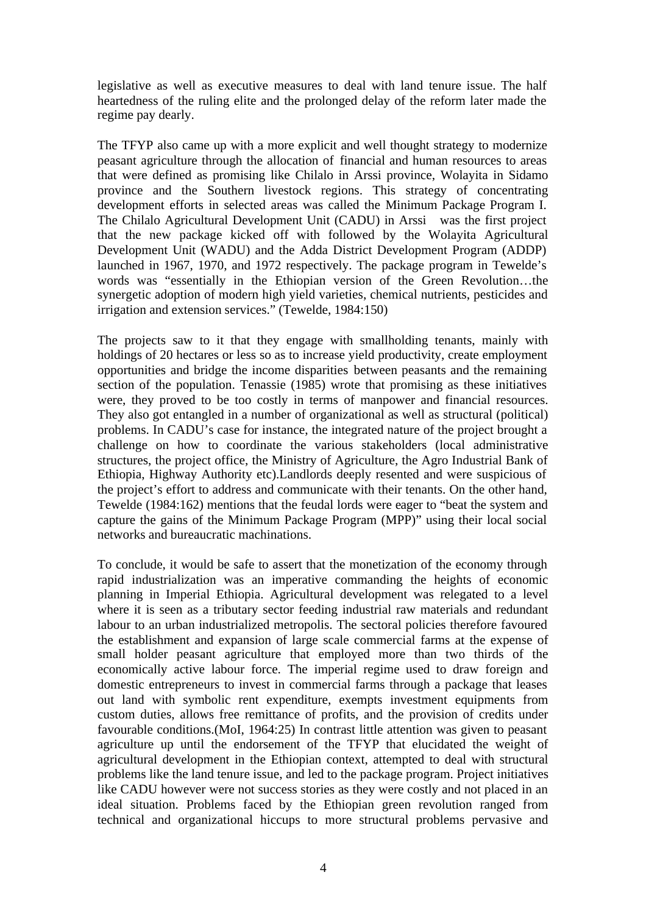legislative as well as executive measures to deal with land tenure issue. The half heartedness of the ruling elite and the prolonged delay of the reform later made the regime pay dearly.

The TFYP also came up with a more explicit and well thought strategy to modernize peasant agriculture through the allocation of financial and human resources to areas that were defined as promising like Chilalo in Arssi province, Wolayita in Sidamo province and the Southern livestock regions. This strategy of concentrating development efforts in selected areas was called the Minimum Package Program I. The Chilalo Agricultural Development Unit (CADU) in Arssi was the first project that the new package kicked off with followed by the Wolayita Agricultural Development Unit (WADU) and the Adda District Development Program (ADDP) launched in 1967, 1970, and 1972 respectively. The package program in Tewelde's words was "essentially in the Ethiopian version of the Green Revolution…the synergetic adoption of modern high yield varieties, chemical nutrients, pesticides and irrigation and extension services." (Tewelde, 1984:150)

The projects saw to it that they engage with smallholding tenants, mainly with holdings of 20 hectares or less so as to increase yield productivity, create employment opportunities and bridge the income disparities between peasants and the remaining section of the population. Tenassie (1985) wrote that promising as these initiatives were, they proved to be too costly in terms of manpower and financial resources. They also got entangled in a number of organizational as well as structural (political) problems. In CADU's case for instance, the integrated nature of the project brought a challenge on how to coordinate the various stakeholders (local administrative structures, the project office, the Ministry of Agriculture, the Agro Industrial Bank of Ethiopia, Highway Authority etc).Landlords deeply resented and were suspicious of the project's effort to address and communicate with their tenants. On the other hand, Tewelde (1984:162) mentions that the feudal lords were eager to "beat the system and capture the gains of the Minimum Package Program (MPP)" using their local social networks and bureaucratic machinations.

To conclude, it would be safe to assert that the monetization of the economy through rapid industrialization was an imperative commanding the heights of economic planning in Imperial Ethiopia. Agricultural development was relegated to a level where it is seen as a tributary sector feeding industrial raw materials and redundant labour to an urban industrialized metropolis. The sectoral policies therefore favoured the establishment and expansion of large scale commercial farms at the expense of small holder peasant agriculture that employed more than two thirds of the economically active labour force. The imperial regime used to draw foreign and domestic entrepreneurs to invest in commercial farms through a package that leases out land with symbolic rent expenditure, exempts investment equipments from custom duties, allows free remittance of profits, and the provision of credits under favourable conditions.(MoI, 1964:25) In contrast little attention was given to peasant agriculture up until the endorsement of the TFYP that elucidated the weight of agricultural development in the Ethiopian context, attempted to deal with structural problems like the land tenure issue, and led to the package program. Project initiatives like CADU however were not success stories as they were costly and not placed in an ideal situation. Problems faced by the Ethiopian green revolution ranged from technical and organizational hiccups to more structural problems pervasive and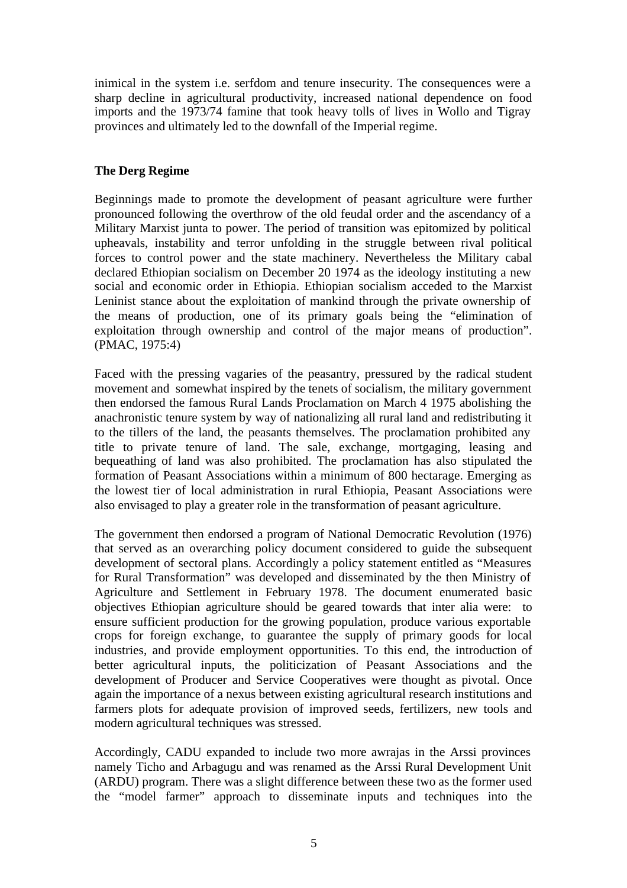inimical in the system i.e. serfdom and tenure insecurity. The consequences were a sharp decline in agricultural productivity, increased national dependence on food imports and the 1973/74 famine that took heavy tolls of lives in Wollo and Tigray provinces and ultimately led to the downfall of the Imperial regime.

**The Derg Regime**

Beginnings made to promote the development of peasant agriculture were further pronounced following the overthrow of the old feudal order and the ascendancy of a Military Marxist junta to power. The period of transition was epitomized by political upheavals, instability and terror unfolding in the struggle between rival political forces to control power and the state machinery. Nevertheless the Military cabal declared Ethiopian socialism on December 20 1974 as the ideology instituting a new social and economic order in Ethiopia. Ethiopian socialism acceded to the Marxist Leninist stance about the exploitation of mankind through the private ownership of the means of production, one of its primary goals being the "elimination of exploitation through ownership and control of the major means of production". (PMAC, 1975:4)

Faced with the pressing vagaries of the peasantry, pressured by the radical student movement and somewhat inspired by the tenets of socialism, the military government then endorsed the famous Rural Lands Proclamation on March 4 1975 abolishing the anachronistic tenure system by way of nationalizing all rural land and redistributing it to the tillers of the land, the peasants themselves. The proclamation prohibited any title to private tenure of land. The sale, exchange, mortgaging, leasing and bequeathing of land was also prohibited. The proclamation has also stipulated the formation of Peasant Associations within a minimum of 800 hectarage. Emerging as the lowest tier of local administration in rural Ethiopia, Peasant Associations were also envisaged to play a greater role in the transformation of peasant agriculture.

The government then endorsed a program of National Democratic Revolution (1976) that served as an overarching policy document considered to guide the subsequent development of sectoral plans. Accordingly a policy statement entitled as "Measures for Rural Transformation" was developed and disseminated by the then Ministry of Agriculture and Settlement in February 1978. The document enumerated basic objectives Ethiopian agriculture should be geared towards that inter alia were: to ensure sufficient production for the growing population, produce various exportable crops for foreign exchange, to guarantee the supply of primary goods for local industries, and provide employment opportunities. To this end, the introduction of better agricultural inputs, the politicization of Peasant Associations and the development of Producer and Service Cooperatives were thought as pivotal. Once again the importance of a nexus between existing agricultural research institutions and farmers plots for adequate provision of improved seeds, fertilizers, new tools and modern agricultural techniques was stressed.

Accordingly, CADU expanded to include two more awrajas in the Arssi provinces namely Ticho and Arbagugu and was renamed as the Arssi Rural Development Unit (ARDU) program. There was a slight difference between these two as the former used the "model farmer" approach to disseminate inputs and techniques into the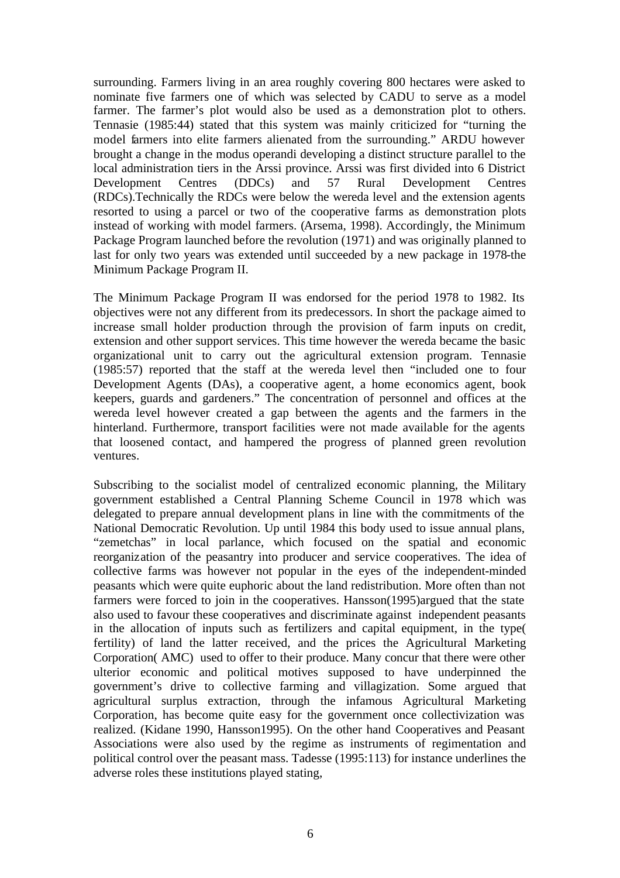surrounding. Farmers living in an area roughly covering 800 hectares were asked to nominate five farmers one of which was selected by CADU to serve as a model farmer. The farmer's plot would also be used as a demonstration plot to others. Tennasie (1985:44) stated that this system was mainly criticized for "turning the model farmers into elite farmers alienated from the surrounding." ARDU however brought a change in the modus operandi developing a distinct structure parallel to the local administration tiers in the Arssi province. Arssi was first divided into 6 District Development Centres (DDCs) and 57 Rural Development Centres (RDCs).Technically the RDCs were below the wereda level and the extension agents resorted to using a parcel or two of the cooperative farms as demonstration plots instead of working with model farmers. (Arsema, 1998). Accordingly, the Minimum Package Program launched before the revolution (1971) and was originally planned to last for only two years was extended until succeeded by a new package in 1978-the Minimum Package Program II.

The Minimum Package Program II was endorsed for the period 1978 to 1982. Its objectives were not any different from its predecessors. In short the package aimed to increase small holder production through the provision of farm inputs on credit, extension and other support services. This time however the wereda became the basic organizational unit to carry out the agricultural extension program. Tennasie (1985:57) reported that the staff at the wereda level then "included one to four Development Agents (DAs), a cooperative agent, a home economics agent, book keepers, guards and gardeners." The concentration of personnel and offices at the wereda level however created a gap between the agents and the farmers in the hinterland. Furthermore, transport facilities were not made available for the agents that loosened contact, and hampered the progress of planned green revolution ventures.

Subscribing to the socialist model of centralized economic planning, the Military government established a Central Planning Scheme Council in 1978 which was delegated to prepare annual development plans in line with the commitments of the National Democratic Revolution. Up until 1984 this body used to issue annual plans, "zemetchas" in local parlance, which focused on the spatial and economic reorganization of the peasantry into producer and service cooperatives. The idea of collective farms was however not popular in the eyes of the independent-minded peasants which were quite euphoric about the land redistribution. More often than not farmers were forced to join in the cooperatives. Hansson(1995)argued that the state also used to favour these cooperatives and discriminate against independent peasants in the allocation of inputs such as fertilizers and capital equipment, in the type( fertility) of land the latter received, and the prices the Agricultural Marketing Corporation( AMC) used to offer to their produce. Many concur that there were other ulterior economic and political motives supposed to have underpinned the government's drive to collective farming and villagization. Some argued that agricultural surplus extraction, through the infamous Agricultural Marketing Corporation, has become quite easy for the government once collectivization was realized. (Kidane 1990, Hansson1995). On the other hand Cooperatives and Peasant Associations were also used by the regime as instruments of regimentation and political control over the peasant mass. Tadesse (1995:113) for instance underlines the adverse roles these institutions played stating,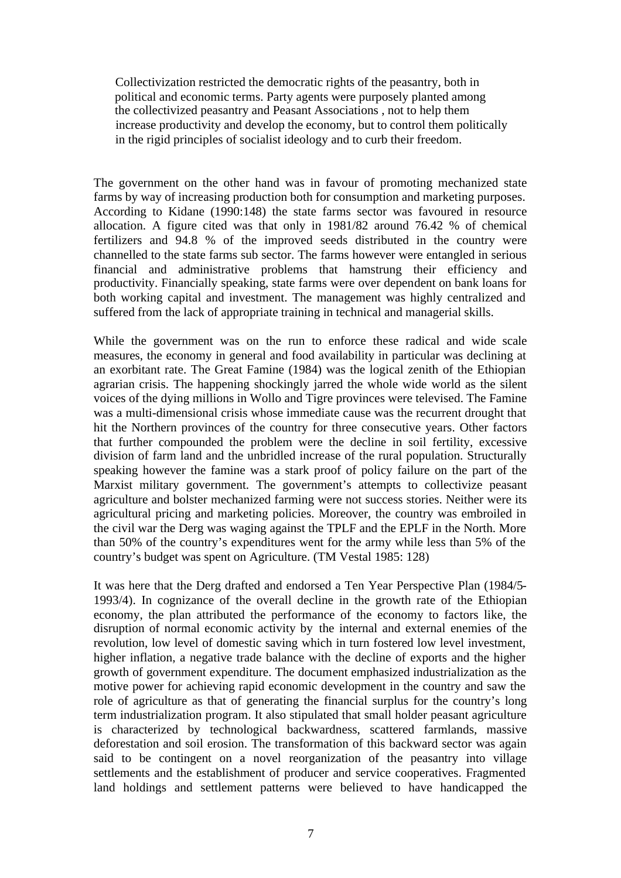> Collectivization restricted the democratic rights of the peasantry, both in political and economic terms. Party agents were purposely planted among the collectivized peasantry and Peasant Associations , not to help them increase productivity and develop the economy, but to control them politically in the rigid principles of socialist ideology and to curb their freedom.

The government on the other hand was in favour of promoting mechanized state farms by way of increasing production both for consumption and marketing purposes. According to Kidane (1990:148) the state farms sector was favoured in resource allocation. A figure cited was that only in 1981/82 around 76.42 % of chemical fertilizers and 94.8 % of the improved seeds distributed in the country were channelled to the state farms sub sector. The farms however were entangled in serious financial and administrative problems that hamstrung their efficiency and productivity. Financially speaking, state farms were over dependent on bank loans for both working capital and investment. The management was highly centralized and suffered from the lack of appropriate training in technical and managerial skills.

While the government was on the run to enforce these radical and wide scale measures, the economy in general and food availability in particular was declining at an exorbitant rate. The Great Famine (1984) was the logical zenith of the Ethiopian agrarian crisis. The happening shockingly jarred the whole wide world as the silent voices of the dying millions in Wollo and Tigre provinces were televised. The Famine was a multi-dimensional crisis whose immediate cause was the recurrent drought that hit the Northern provinces of the country for three consecutive years. Other factors that further compounded the problem were the decline in soil fertility, excessive division of farm land and the unbridled increase of the rural population. Structurally speaking however the famine was a stark proof of policy failure on the part of the Marxist military government. The government's attempts to collectivize peasant agriculture and bolster mechanized farming were not success stories. Neither were its agricultural pricing and marketing policies. Moreover, the country was embroiled in the civil war the Derg was waging against the TPLF and the EPLF in the North. More than 50% of the country's expenditures went for the army while less than 5% of the country's budget was spent on Agriculture. (TM Vestal 1985: 128)

It was here that the Derg drafted and endorsed a Ten Year Perspective Plan (1984/5-1993/4). In cognizance of the overall decline in the growth rate of the Ethiopian economy, the plan attributed the performance of the economy to factors like, the disruption of normal economic activity by the internal and external enemies of the revolution, low level of domestic saving which in turn fostered low level investment, higher inflation, a negative trade balance with the decline of exports and the higher growth of government expenditure. The document emphasized industrialization as the motive power for achieving rapid economic development in the country and saw the role of agriculture as that of generating the financial surplus for the country's long term industrialization program. It also stipulated that small holder peasant agriculture is characterized by technological backwardness, scattered farmlands, massive deforestation and soil erosion. The transformation of this backward sector was again said to be contingent on a novel reorganization of the peasantry into village settlements and the establishment of producer and service cooperatives. Fragmented land holdings and settlement patterns were believed to have handicapped the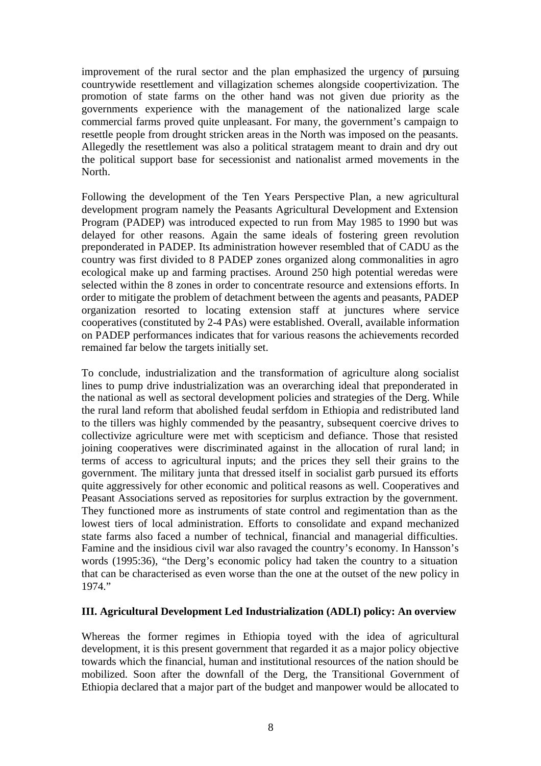improvement of the rural sector and the plan emphasized the urgency of pursuing countrywide resettlement and villagization schemes alongside coopertivization. The promotion of state farms on the other hand was not given due priority as the governments experience with the management of the nationalized large scale commercial farms proved quite unpleasant. For many, the government's campaign to resettle people from drought stricken areas in the North was imposed on the peasants. Allegedly the resettlement was also a political stratagem meant to drain and dry out the political support base for secessionist and nationalist armed movements in the North.

Following the development of the Ten Years Perspective Plan, a new agricultural development program namely the Peasants Agricultural Development and Extension Program (PADEP) was introduced expected to run from May 1985 to 1990 but was delayed for other reasons. Again the same ideals of fostering green revolution preponderated in PADEP. Its administration however resembled that of CADU as the country was first divided to 8 PADEP zones organized along commonalities in agro ecological make up and farming practises. Around 250 high potential weredas were selected within the 8 zones in order to concentrate resource and extensions efforts. In order to mitigate the problem of detachment between the agents and peasants, PADEP organization resorted to locating extension staff at junctures where service cooperatives (constituted by 2-4 PAs) were established. Overall, available information on PADEP performances indicates that for various reasons the achievements recorded remained far below the targets initially set.

To conclude, industrialization and the transformation of agriculture along socialist lines to pump drive industrialization was an overarching ideal that preponderated in the national as well as sectoral development policies and strategies of the Derg. While the rural land reform that abolished feudal serfdom in Ethiopia and redistributed land to the tillers was highly commended by the peasantry, subsequent coercive drives to collectivize agriculture were met with scepticism and defiance. Those that resisted joining cooperatives were discriminated against in the allocation of rural land; in terms of access to agricultural inputs; and the prices they sell their grains to the government. The military junta that dressed itself in socialist garb pursued its efforts quite aggressively for other economic and political reasons as well. Cooperatives and Peasant Associations served as repositories for surplus extraction by the government. They functioned more as instruments of state control and regimentation than as the lowest tiers of local administration. Efforts to consolidate and expand mechanized state farms also faced a number of technical, financial and managerial difficulties. Famine and the insidious civil war also ravaged the country's economy. In Hansson's words (1995:36), "the Derg's economic policy had taken the country to a situation that can be characterised as even worse than the one at the outset of the new policy in 1974."

## III. Agricultural Development Led Industrialization (ADLI) policy: An overview

Whereas the former regimes in Ethiopia toyed with the idea of agricultural development, it is this present government that regarded it as a major policy objective towards which the financial, human and institutional resources of the nation should be mobilized. Soon after the downfall of the Derg, the Transitional Government of Ethiopia declared that a major part of the budget and manpower would be allocated to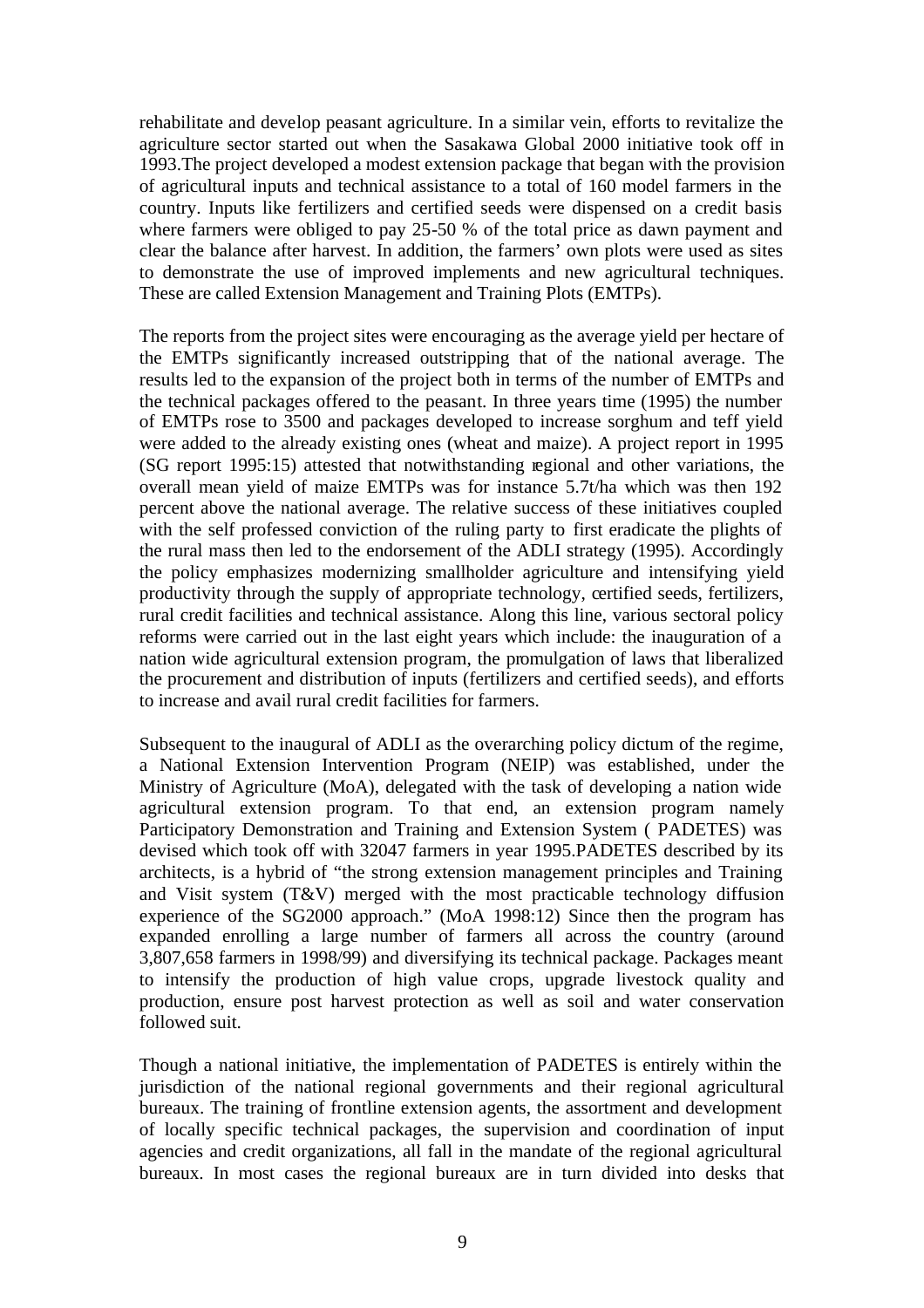rehabilitate and develop peasant agriculture. In a similar vein, efforts to revitalize the agriculture sector started out when the Sasakawa Global 2000 initiative took off in 1993.The project developed a modest extension package that began with the provision of agricultural inputs and technical assistance to a total of 160 model farmers in the country. Inputs like fertilizers and certified seeds were dispensed on a credit basis where farmers were obliged to pay 25-50 % of the total price as dawn payment and clear the balance after harvest. In addition, the farmers' own plots were used as sites to demonstrate the use of improved implements and new agricultural techniques. These are called Extension Management and Training Plots (EMTPs).

The reports from the project sites were encouraging as the average yield per hectare of the EMTPs significantly increased outstripping that of the national average. The results led to the expansion of the project both in terms of the number of EMTPs and the technical packages offered to the peasant. In three years time (1995) the number of EMTPs rose to 3500 and packages developed to increase sorghum and teff yield were added to the already existing ones (wheat and maize). A project report in 1995 (SG report 1995:15) attested that notwithstanding regional and other variations, the overall mean yield of maize EMTPs was for instance 5.7t/ha which was then 192 percent above the national average. The relative success of these initiatives coupled with the self professed conviction of the ruling party to first eradicate the plights of the rural mass then led to the endorsement of the ADLI strategy (1995). Accordingly the policy emphasizes modernizing smallholder agriculture and intensifying yield productivity through the supply of appropriate technology, certified seeds, fertilizers, rural credit facilities and technical assistance. Along this line, various sectoral policy reforms were carried out in the last eight years which include: the inauguration of a nation wide agricultural extension program, the promulgation of laws that liberalized the procurement and distribution of inputs (fertilizers and certified seeds), and efforts to increase and avail rural credit facilities for farmers.

Subsequent to the inaugural of ADLI as the overarching policy dictum of the regime, a National Extension Intervention Program (NEIP) was established, under the Ministry of Agriculture (MoA), delegated with the task of developing a nation wide agricultural extension program. To that end, an extension program namely Participatory Demonstration and Training and Extension System ( PADETES) was devised which took off with 32047 farmers in year 1995.PADETES described by its architects, is a hybrid of "the strong extension management principles and Training and Visit system (T&V) merged with the most practicable technology diffusion experience of the SG2000 approach." (MoA 1998:12) Since then the program has expanded enrolling a large number of farmers all across the country (around 3,807,658 farmers in 1998/99) and diversifying its technical package. Packages meant to intensify the production of high value crops, upgrade livestock quality and production, ensure post harvest protection as well as soil and water conservation followed suit.

Though a national initiative, the implementation of PADETES is entirely within the jurisdiction of the national regional governments and their regional agricultural bureaux. The training of frontline extension agents, the assortment and development of locally specific technical packages, the supervision and coordination of input agencies and credit organizations, all fall in the mandate of the regional agricultural bureaux. In most cases the regional bureaux are in turn divided into desks that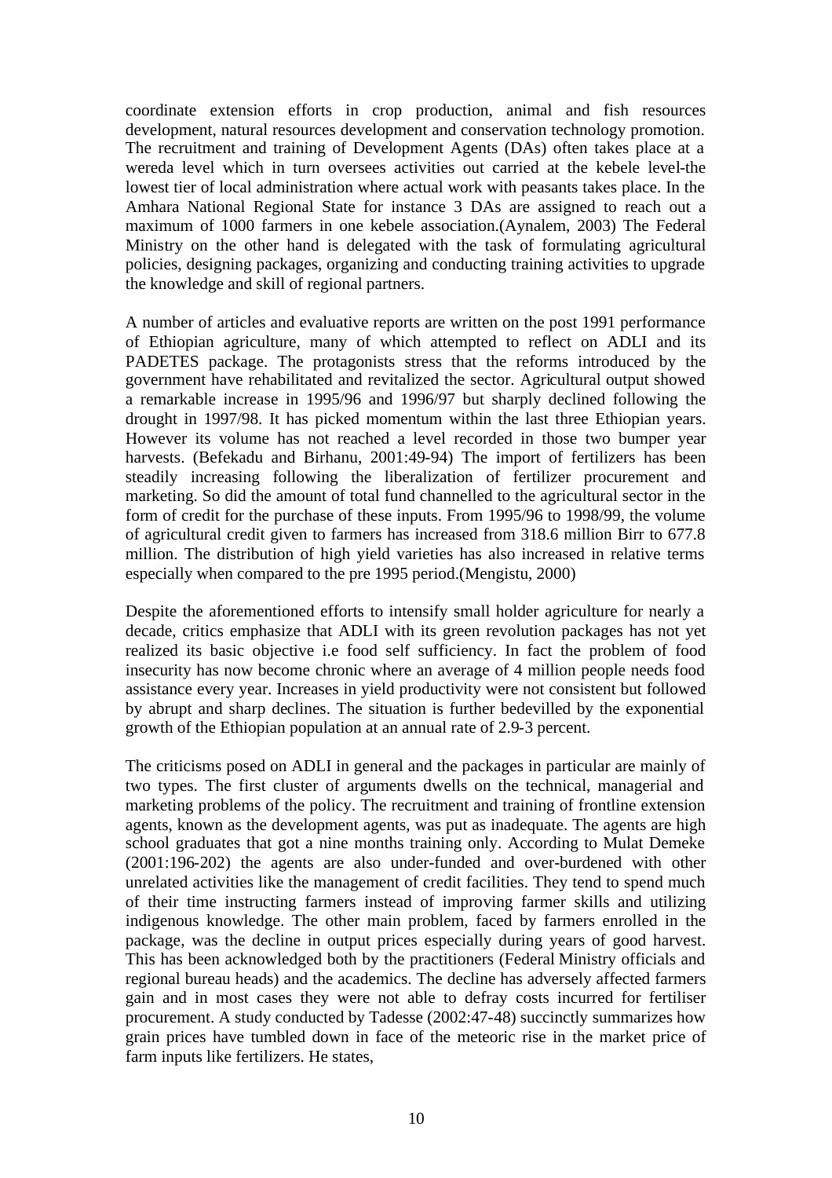coordinate extension efforts in crop production, animal and fish resources development, natural resources development and conservation technology promotion. The recruitment and training of Development Agents (DAs) often takes place at a wereda level which in turn oversees activities out carried at the kebele level-the lowest tier of local administration where actual work with peasants takes place. In the Amhara National Regional State for instance 3 DAs are assigned to reach out a maximum of 1000 farmers in one kebele association.(Aynalem, 2003) The Federal Ministry on the other hand is delegated with the task of formulating agricultural policies, designing packages, organizing and conducting training activities to upgrade the knowledge and skill of regional partners.

A number of articles and evaluative reports are written on the post 1991 performance of Ethiopian agriculture, many of which attempted to reflect on ADLI and its PADETES package. The protagonists stress that the reforms introduced by the government have rehabilitated and revitalized the sector. Agricultural output showed a remarkable increase in 1995/96 and 1996/97 but sharply declined following the drought in 1997/98. It has picked momentum within the last three Ethiopian years. However its volume has not reached a level recorded in those two bumper year harvests. (Befekadu and Birhanu, 2001:49-94) The import of fertilizers has been steadily increasing following the liberalization of fertilizer procurement and marketing. So did the amount of total fund channelled to the agricultural sector in the form of credit for the purchase of these inputs. From 1995/96 to 1998/99, the volume of agricultural credit given to farmers has increased from 318.6 million Birr to 677.8 million. The distribution of high yield varieties has also increased in relative terms especially when compared to the pre 1995 period.(Mengistu, 2000)

Despite the aforementioned efforts to intensify small holder agriculture for nearly a decade, critics emphasize that ADLI with its green revolution packages has not yet realized its basic objective i.e food self sufficiency. In fact the problem of food insecurity has now become chronic where an average of 4 million people needs food assistance every year. Increases in yield productivity were not consistent but followed by abrupt and sharp declines. The situation is further bedevilled by the exponential growth of the Ethiopian population at an annual rate of 2.9-3 percent.

The criticisms posed on ADLI in general and the packages in particular are mainly of two types. The first cluster of arguments dwells on the technical, managerial and marketing problems of the policy. The recruitment and training of frontline extension agents, known as the development agents, was put as inadequate. The agents are high school graduates that got a nine months training only. According to Mulat Demeke (2001:196-202) the agents are also under-funded and over-burdened with other unrelated activities like the management of credit facilities. They tend to spend much of their time instructing farmers instead of improving farmer skills and utilizing indigenous knowledge. The other main problem, faced by farmers enrolled in the package, was the decline in output prices especially during years of good harvest. This has been acknowledged both by the practitioners (Federal Ministry officials and regional bureau heads) and the academics. The decline has adversely affected farmers gain and in most cases they were not able to defray costs incurred for fertiliser procurement. A study conducted by Tadesse (2002:47-48) succinctly summarizes how grain prices have tumbled down in face of the meteoric rise in the market price of farm inputs like fertilizers. He states,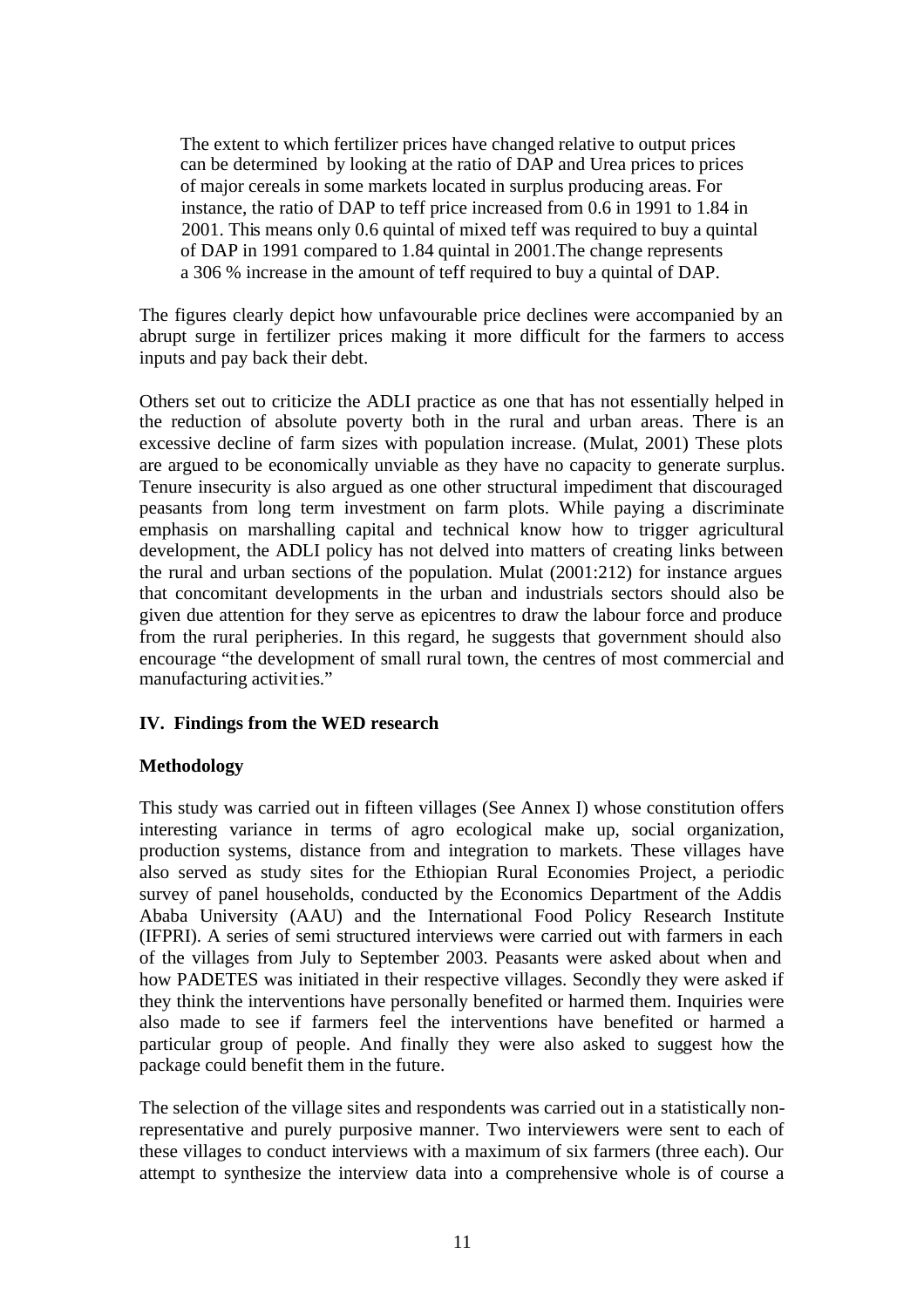> The extent to which fertilizer prices have changed relative to output prices can be determined by looking at the ratio of DAP and Urea prices to prices of major cereals in some markets located in surplus producing areas. For instance, the ratio of DAP to teff price increased from 0.6 in 1991 to 1.84 in 2001. This means only 0.6 quintal of mixed teff was required to buy a quintal of DAP in 1991 compared to 1.84 quintal in 2001.The change represents a 306 % increase in the amount of teff required to buy a quintal of DAP.

The figures clearly depict how unfavourable price declines were accompanied by an abrupt surge in fertilizer prices making it more difficult for the farmers to access inputs and pay back their debt.

Others set out to criticize the ADLI practice as one that has not essentially helped in the reduction of absolute poverty both in the rural and urban areas. There is an excessive decline of farm sizes with population increase. (Mulat, 2001) These plots are argued to be economically unviable as they have no capacity to generate surplus. Tenure insecurity is also argued as one other structural impediment that discouraged peasants from long term investment on farm plots. While paying a discriminate emphasis on marshalling capital and technical know how to trigger agricultural development, the ADLI policy has not delved into matters of creating links between the rural and urban sections of the population. Mulat (2001:212) for instance argues that concomitant developments in the urban and industrials sectors should also be given due attention for they serve as epicentres to draw the labour force and produce from the rural peripheries. In this regard, he suggests that government should also encourage "the development of small rural town, the centres of most commercial and manufacturing activities."

## IV. Findings from the WED research

### Methodology

This study was carried out in fifteen villages (See Annex I) whose constitution offers interesting variance in terms of agro ecological make up, social organization, production systems, distance from and integration to markets. These villages have also served as study sites for the Ethiopian Rural Economies Project, a periodic survey of panel households, conducted by the Economics Department of the Addis Ababa University (AAU) and the International Food Policy Research Institute (IFPRI). A series of semi structured interviews were carried out with farmers in each of the villages from July to September 2003. Peasants were asked about when and how PADETES was initiated in their respective villages. Secondly they were asked if they think the interventions have personally benefited or harmed them. Inquiries were also made to see if farmers feel the interventions have benefited or harmed a particular group of people. And finally they were also asked to suggest how the package could benefit them in the future.

The selection of the village sites and respondents was carried out in a statistically non-representative and purely purposive manner. Two interviewers were sent to each of these villages to conduct interviews with a maximum of six farmers (three each). Our attempt to synthesize the interview data into a comprehensive whole is of course a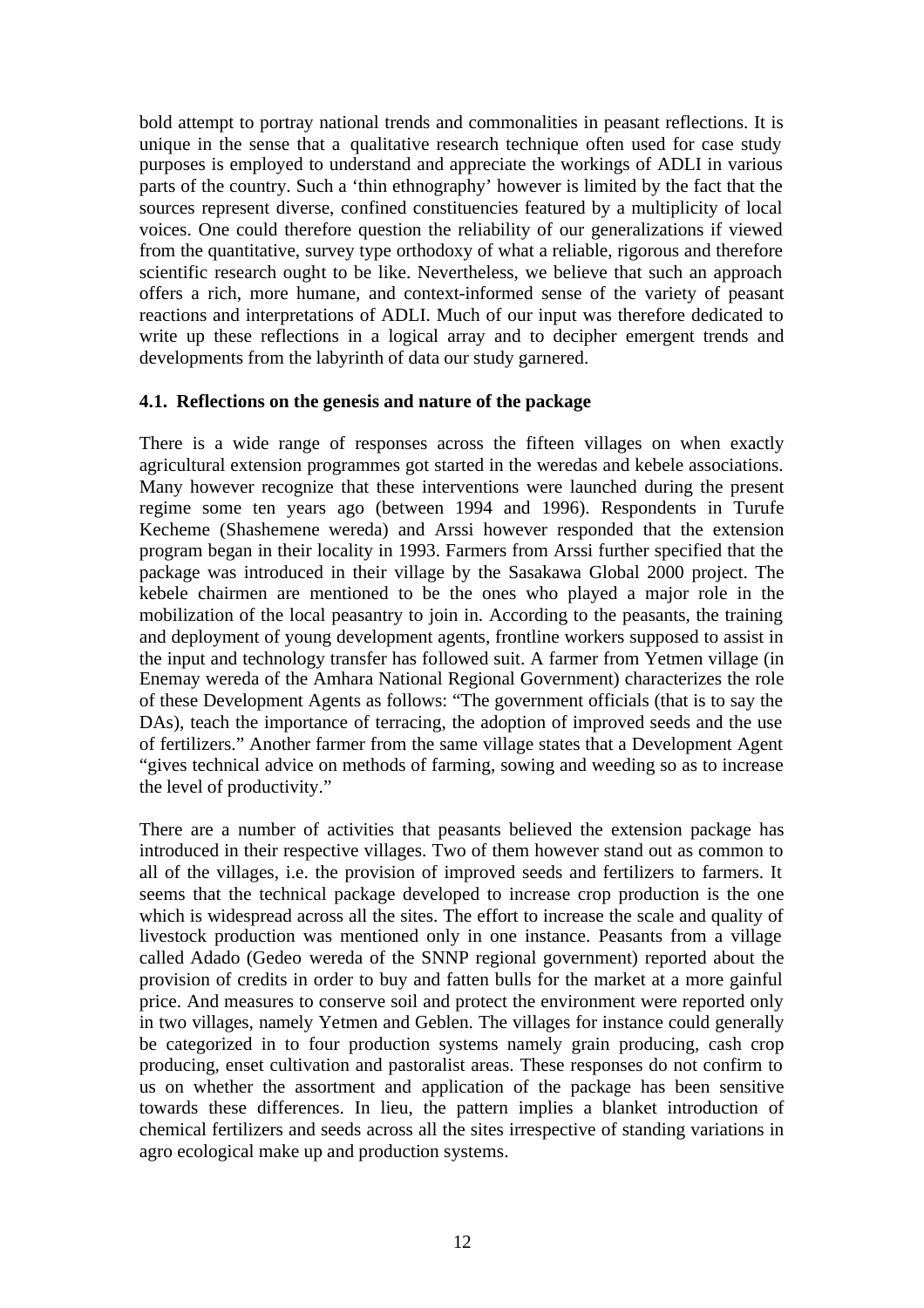bold attempt to portray national trends and commonalities in peasant reflections. It is unique in the sense that a qualitative research technique often used for case study purposes is employed to understand and appreciate the workings of ADLI in various parts of the country. Such a 'thin ethnography' however is limited by the fact that the sources represent diverse, confined constituencies featured by a multiplicity of local voices. One could therefore question the reliability of our generalizations if viewed from the quantitative, survey type orthodoxy of what a reliable, rigorous and therefore scientific research ought to be like. Nevertheless, we believe that such an approach offers a rich, more humane, and context-informed sense of the variety of peasant reactions and interpretations of ADLI. Much of our input was therefore dedicated to write up these reflections in a logical array and to decipher emergent trends and developments from the labyrinth of data our study garnered.

### 4.1. Reflections on the genesis and nature of the package

There is a wide range of responses across the fifteen villages on when exactly agricultural extension programmes got started in the weredas and kebele associations. Many however recognize that these interventions were launched during the present regime some ten years ago (between 1994 and 1996). Respondents in Turufe Kecheme (Shashemene wereda) and Arssi however responded that the extension program began in their locality in 1993. Farmers from Arssi further specified that the package was introduced in their village by the Sasakawa Global 2000 project. The kebele chairmen are mentioned to be the ones who played a major role in the mobilization of the local peasantry to join in. According to the peasants, the training and deployment of young development agents, frontline workers supposed to assist in the input and technology transfer has followed suit. A farmer from Yetmen village (in Enemay wereda of the Amhara National Regional Government) characterizes the role of these Development Agents as follows: "The government officials (that is to say the DAs), teach the importance of terracing, the adoption of improved seeds and the use of fertilizers." Another farmer from the same village states that a Development Agent "gives technical advice on methods of farming, sowing and weeding so as to increase the level of productivity."

There are a number of activities that peasants believed the extension package has introduced in their respective villages. Two of them however stand out as common to all of the villages, i.e. the provision of improved seeds and fertilizers to farmers. It seems that the technical package developed to increase crop production is the one which is widespread across all the sites. The effort to increase the scale and quality of livestock production was mentioned only in one instance. Peasants from a village called Adado (Gedeo wereda of the SNNP regional government) reported about the provision of credits in order to buy and fatten bulls for the market at a more gainful price. And measures to conserve soil and protect the environment were reported only in two villages, namely Yetmen and Geblen. The villages for instance could generally be categorized in to four production systems namely grain producing, cash crop producing, enset cultivation and pastoralist areas. These responses do not confirm to us on whether the assortment and application of the package has been sensitive towards these differences. In lieu, the pattern implies a blanket introduction of chemical fertilizers and seeds across all the sites irrespective of standing variations in agro ecological make up and production systems.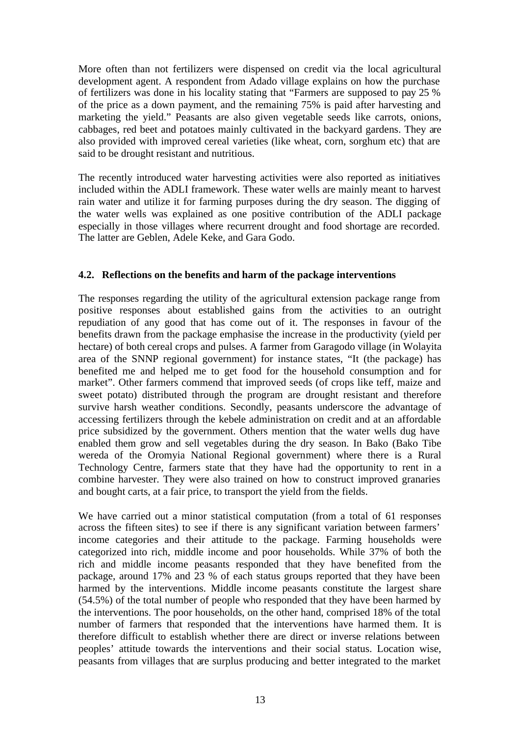More often than not fertilizers were dispensed on credit via the local agricultural development agent. A respondent from Adado village explains on how the purchase of fertilizers was done in his locality stating that "Farmers are supposed to pay 25 % of the price as a down payment, and the remaining 75% is paid after harvesting and marketing the yield." Peasants are also given vegetable seeds like carrots, onions, cabbages, red beet and potatoes mainly cultivated in the backyard gardens. They are also provided with improved cereal varieties (like wheat, corn, sorghum etc) that are said to be drought resistant and nutritious.

The recently introduced water harvesting activities were also reported as initiatives included within the ADLI framework. These water wells are mainly meant to harvest rain water and utilize it for farming purposes during the dry season. The digging of the water wells was explained as one positive contribution of the ADLI package especially in those villages where recurrent drought and food shortage are recorded. The latter are Geblen, Adele Keke, and Gara Godo.

### 4.2. Reflections on the benefits and harm of the package interventions

The responses regarding the utility of the agricultural extension package range from positive responses about established gains from the activities to an outright repudiation of any good that has come out of it. The responses in favour of the benefits drawn from the package emphasise the increase in the productivity (yield per hectare) of both cereal crops and pulses. A farmer from Garagodo village (in Wolayita area of the SNNP regional government) for instance states, "It (the package) has benefited me and helped me to get food for the household consumption and for market". Other farmers commend that improved seeds (of crops like teff, maize and sweet potato) distributed through the program are drought resistant and therefore survive harsh weather conditions. Secondly, peasants underscore the advantage of accessing fertilizers through the kebele administration on credit and at an affordable price subsidized by the government. Others mention that the water wells dug have enabled them grow and sell vegetables during the dry season. In Bako (Bako Tibe wereda of the Oromyia National Regional government) where there is a Rural Technology Centre, farmers state that they have had the opportunity to rent in a combine harvester. They were also trained on how to construct improved granaries and bought carts, at a fair price, to transport the yield from the fields.

We have carried out a minor statistical computation (from a total of 61 responses across the fifteen sites) to see if there is any significant variation between farmers' income categories and their attitude to the package. Farming households were categorized into rich, middle income and poor households. While 37% of both the rich and middle income peasants responded that they have benefited from the package, around 17% and 23 % of each status groups reported that they have been harmed by the interventions. Middle income peasants constitute the largest share (54.5%) of the total number of people who responded that they have been harmed by the interventions. The poor households, on the other hand, comprised 18% of the total number of farmers that responded that the interventions have harmed them. It is therefore difficult to establish whether there are direct or inverse relations between peoples' attitude towards the interventions and their social status. Location wise, peasants from villages that are surplus producing and better integrated to the market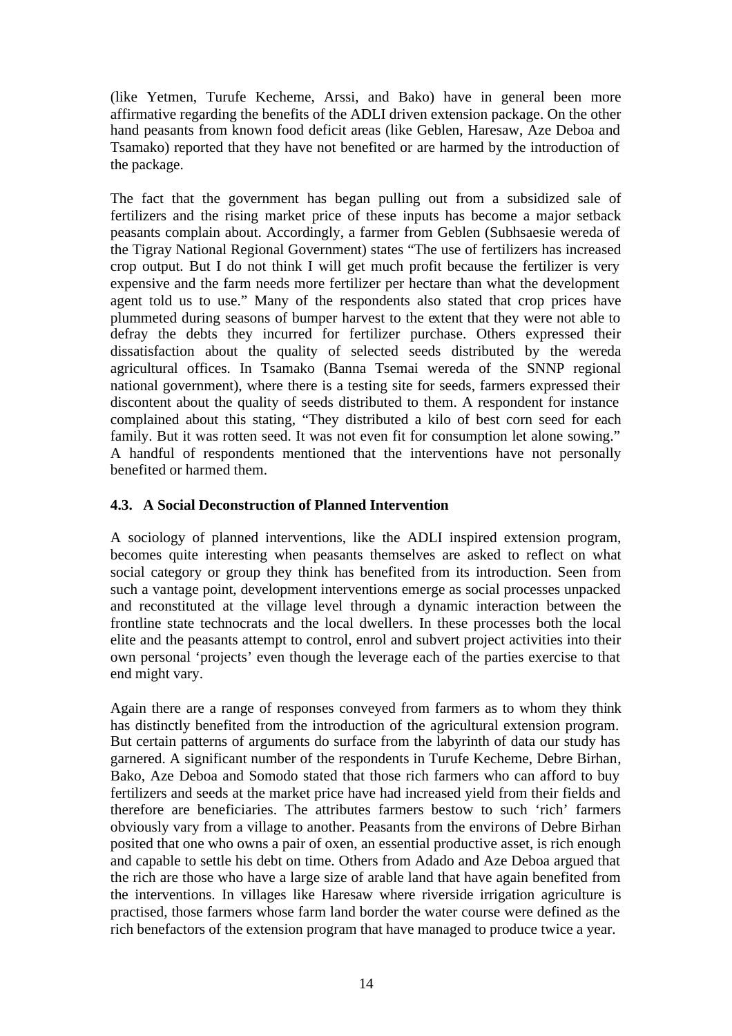(like Yetmen, Turufe Kecheme, Arssi, and Bako) have in general been more affirmative regarding the benefits of the ADLI driven extension package. On the other hand peasants from known food deficit areas (like Geblen, Haresaw, Aze Deboa and Tsamako) reported that they have not benefited or are harmed by the introduction of the package.

The fact that the government has began pulling out from a subsidized sale of fertilizers and the rising market price of these inputs has become a major setback peasants complain about. Accordingly, a farmer from Geblen (Subhsaesie wereda of the Tigray National Regional Government) states "The use of fertilizers has increased crop output. But I do not think I will get much profit because the fertilizer is very expensive and the farm needs more fertilizer per hectare than what the development agent told us to use." Many of the respondents also stated that crop prices have plummeted during seasons of bumper harvest to the extent that they were not able to defray the debts they incurred for fertilizer purchase. Others expressed their dissatisfaction about the quality of selected seeds distributed by the wereda agricultural offices. In Tsamako (Banna Tsemai wereda of the SNNP regional national government), where there is a testing site for seeds, farmers expressed their discontent about the quality of seeds distributed to them. A respondent for instance complained about this stating, "They distributed a kilo of best corn seed for each family. But it was rotten seed. It was not even fit for consumption let alone sowing." A handful of respondents mentioned that the interventions have not personally benefited or harmed them.

### 4.3. A Social Deconstruction of Planned Intervention

A sociology of planned interventions, like the ADLI inspired extension program, becomes quite interesting when peasants themselves are asked to reflect on what social category or group they think has benefited from its introduction. Seen from such a vantage point, development interventions emerge as social processes unpacked and reconstituted at the village level through a dynamic interaction between the frontline state technocrats and the local dwellers. In these processes both the local elite and the peasants attempt to control, enrol and subvert project activities into their own personal 'projects' even though the leverage each of the parties exercise to that end might vary.

Again there are a range of responses conveyed from farmers as to whom they think has distinctly benefited from the introduction of the agricultural extension program. But certain patterns of arguments do surface from the labyrinth of data our study has garnered. A significant number of the respondents in Turufe Kecheme, Debre Birhan, Bako, Aze Deboa and Somodo stated that those rich farmers who can afford to buy fertilizers and seeds at the market price have had increased yield from their fields and therefore are beneficiaries. The attributes farmers bestow to such 'rich' farmers obviously vary from a village to another. Peasants from the environs of Debre Birhan posited that one who owns a pair of oxen, an essential productive asset, is rich enough and capable to settle his debt on time. Others from Adado and Aze Deboa argued that the rich are those who have a large size of arable land that have again benefited from the interventions. In villages like Haresaw where riverside irrigation agriculture is practised, those farmers whose farm land border the water course were defined as the rich benefactors of the extension program that have managed to produce twice a year.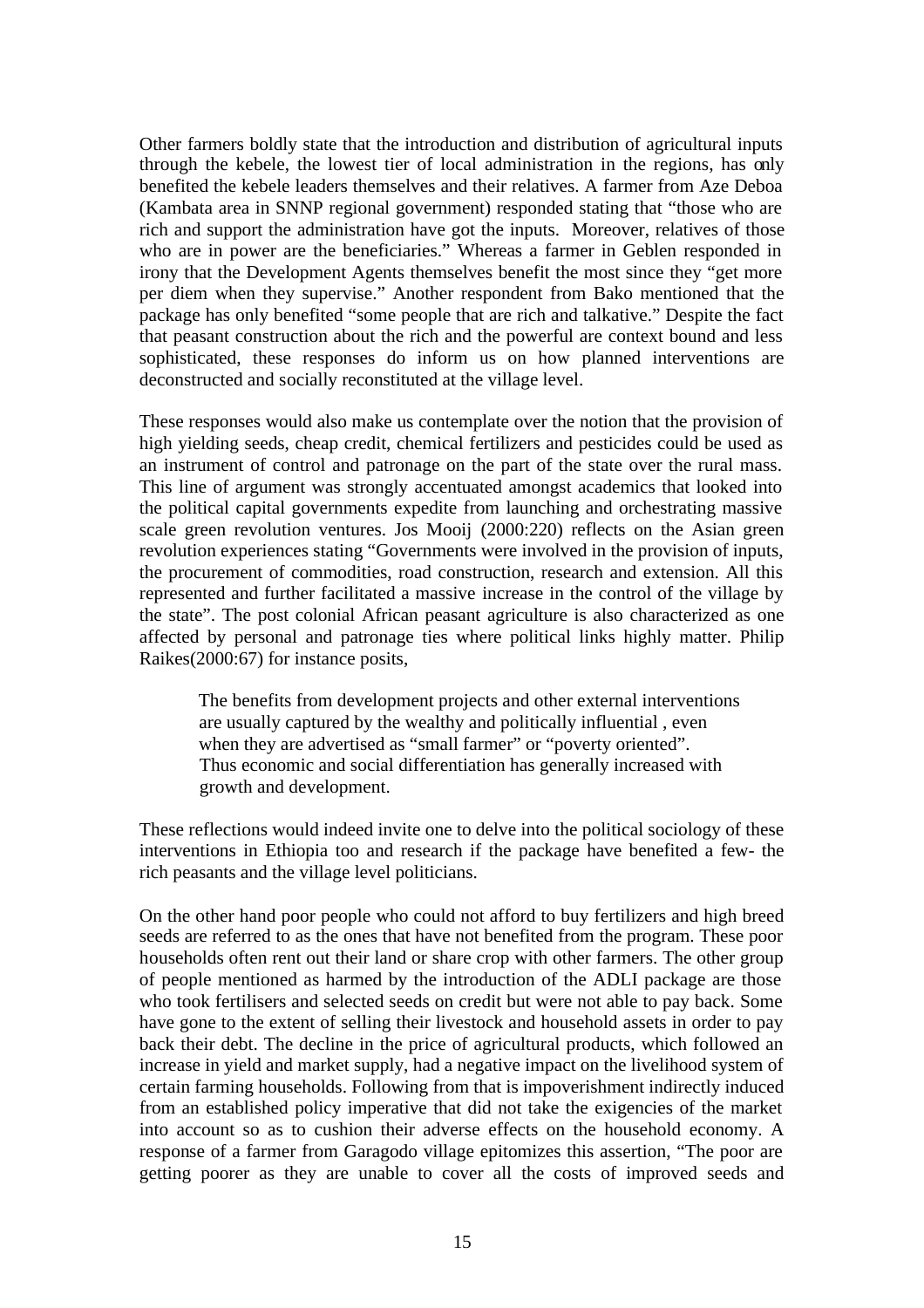Other farmers boldly state that the introduction and distribution of agricultural inputs through the kebele, the lowest tier of local administration in the regions, has only benefited the kebele leaders themselves and their relatives. A farmer from Aze Deboa (Kambata area in SNNP regional government) responded stating that "those who are rich and support the administration have got the inputs. Moreover, relatives of those who are in power are the beneficiaries." Whereas a farmer in Geblen responded in irony that the Development Agents themselves benefit the most since they "get more per diem when they supervise." Another respondent from Bako mentioned that the package has only benefited "some people that are rich and talkative." Despite the fact that peasant construction about the rich and the powerful are context bound and less sophisticated, these responses do inform us on how planned interventions are deconstructed and socially reconstituted at the village level.

These responses would also make us contemplate over the notion that the provision of high yielding seeds, cheap credit, chemical fertilizers and pesticides could be used as an instrument of control and patronage on the part of the state over the rural mass. This line of argument was strongly accentuated amongst academics that looked into the political capital governments expedite from launching and orchestrating massive scale green revolution ventures. Jos Mooij (2000:220) reflects on the Asian green revolution experiences stating "Governments were involved in the provision of inputs, the procurement of commodities, road construction, research and extension. All this represented and further facilitated a massive increase in the control of the village by the state". The post colonial African peasant agriculture is also characterized as one affected by personal and patronage ties where political links highly matter. Philip Raikes(2000:67) for instance posits,

> The benefits from development projects and other external interventions are usually captured by the wealthy and politically influential , even when they are advertised as "small farmer" or "poverty oriented". Thus economic and social differentiation has generally increased with growth and development.

These reflections would indeed invite one to delve into the political sociology of these interventions in Ethiopia too and research if the package have benefited a few- the rich peasants and the village level politicians.

On the other hand poor people who could not afford to buy fertilizers and high breed seeds are referred to as the ones that have not benefited from the program. These poor households often rent out their land or share crop with other farmers. The other group of people mentioned as harmed by the introduction of the ADLI package are those who took fertilisers and selected seeds on credit but were not able to pay back. Some have gone to the extent of selling their livestock and household assets in order to pay back their debt. The decline in the price of agricultural products, which followed an increase in yield and market supply, had a negative impact on the livelihood system of certain farming households. Following from that is impoverishment indirectly induced from an established policy imperative that did not take the exigencies of the market into account so as to cushion their adverse effects on the household economy. A response of a farmer from Garagodo village epitomizes this assertion, "The poor are getting poorer as they are unable to cover all the costs of improved seeds and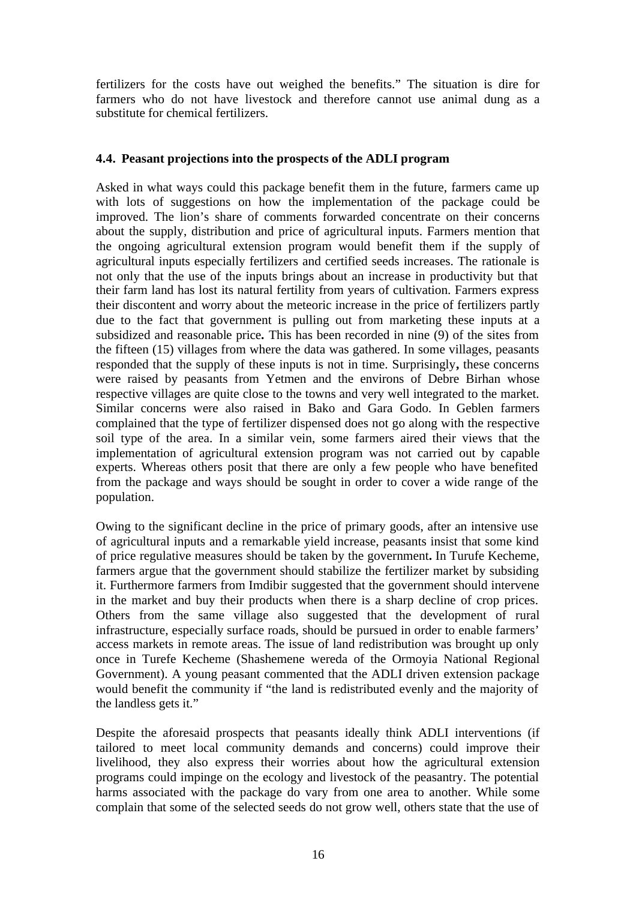fertilizers for the costs have out weighed the benefits." The situation is dire for farmers who do not have livestock and therefore cannot use animal dung as a substitute for chemical fertilizers.

### 4.4. Peasant projections into the prospects of the ADLI program

Asked in what ways could this package benefit them in the future, farmers came up with lots of suggestions on how the implementation of the package could be improved. The lion's share of comments forwarded concentrate on their concerns about the supply, distribution and price of agricultural inputs. Farmers mention that the ongoing agricultural extension program would benefit them if the supply of agricultural inputs especially fertilizers and certified seeds increases. The rationale is not only that the use of the inputs brings about an increase in productivity but that their farm land has lost its natural fertility from years of cultivation. Farmers express their discontent and worry about the meteoric increase in the price of fertilizers partly due to the fact that government is pulling out from marketing these inputs at a subsidized and reasonable price**.** This has been recorded in nine (9) of the sites from the fifteen (15) villages from where the data was gathered. In some villages, peasants responded that the supply of these inputs is not in time. Surprisingly**,** these concerns were raised by peasants from Yetmen and the environs of Debre Birhan whose respective villages are quite close to the towns and very well integrated to the market. Similar concerns were also raised in Bako and Gara Godo. In Geblen farmers complained that the type of fertilizer dispensed does not go along with the respective soil type of the area. In a similar vein, some farmers aired their views that the implementation of agricultural extension program was not carried out by capable experts. Whereas others posit that there are only a few people who have benefited from the package and ways should be sought in order to cover a wide range of the population.

Owing to the significant decline in the price of primary goods, after an intensive use of agricultural inputs and a remarkable yield increase, peasants insist that some kind of price regulative measures should be taken by the government**.** In Turufe Kecheme, farmers argue that the government should stabilize the fertilizer market by subsiding it. Furthermore farmers from Imdibir suggested that the government should intervene in the market and buy their products when there is a sharp decline of crop prices. Others from the same village also suggested that the development of rural infrastructure, especially surface roads, should be pursued in order to enable farmers' access markets in remote areas. The issue of land redistribution was brought up only once in Turefe Kecheme (Shashemene wereda of the Ormoyia National Regional Government). A young peasant commented that the ADLI driven extension package would benefit the community if "the land is redistributed evenly and the majority of the landless gets it."

Despite the aforesaid prospects that peasants ideally think ADLI interventions (if tailored to meet local community demands and concerns) could improve their livelihood, they also express their worries about how the agricultural extension programs could impinge on the ecology and livestock of the peasantry. The potential harms associated with the package do vary from one area to another. While some complain that some of the selected seeds do not grow well, others state that the use of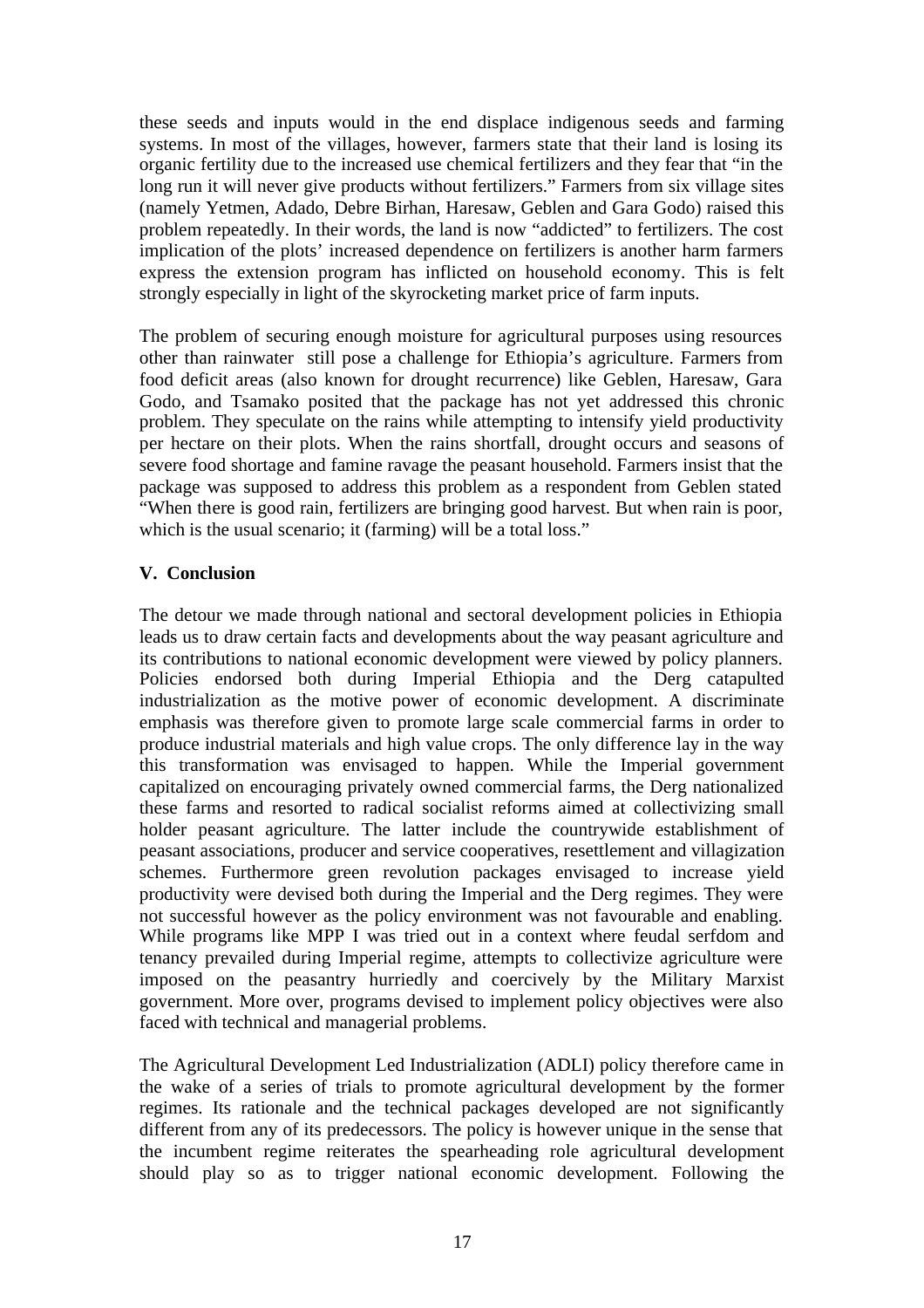these seeds and inputs would in the end displace indigenous seeds and farming systems. In most of the villages, however, farmers state that their land is losing its organic fertility due to the increased use chemical fertilizers and they fear that "in the long run it will never give products without fertilizers." Farmers from six village sites (namely Yetmen, Adado, Debre Birhan, Haresaw, Geblen and Gara Godo) raised this problem repeatedly. In their words, the land is now "addicted" to fertilizers. The cost implication of the plots' increased dependence on fertilizers is another harm farmers express the extension program has inflicted on household economy. This is felt strongly especially in light of the skyrocketing market price of farm inputs.

The problem of securing enough moisture for agricultural purposes using resources other than rainwater still pose a challenge for Ethiopia's agriculture. Farmers from food deficit areas (also known for drought recurrence) like Geblen, Haresaw, Gara Godo, and Tsamako posited that the package has not yet addressed this chronic problem. They speculate on the rains while attempting to intensify yield productivity per hectare on their plots. When the rains shortfall, drought occurs and seasons of severe food shortage and famine ravage the peasant household. Farmers insist that the package was supposed to address this problem as a respondent from Geblen stated "When there is good rain, fertilizers are bringing good harvest. But when rain is poor, which is the usual scenario; it (farming) will be a total loss."

## V. Conclusion

The detour we made through national and sectoral development policies in Ethiopia leads us to draw certain facts and developments about the way peasant agriculture and its contributions to national economic development were viewed by policy planners. Policies endorsed both during Imperial Ethiopia and the Derg catapulted industrialization as the motive power of economic development. A discriminate emphasis was therefore given to promote large scale commercial farms in order to produce industrial materials and high value crops. The only difference lay in the way this transformation was envisaged to happen. While the Imperial government capitalized on encouraging privately owned commercial farms, the Derg nationalized these farms and resorted to radical socialist reforms aimed at collectivizing small holder peasant agriculture. The latter include the countrywide establishment of peasant associations, producer and service cooperatives, resettlement and villagization schemes. Furthermore green revolution packages envisaged to increase yield productivity were devised both during the Imperial and the Derg regimes. They were not successful however as the policy environment was not favourable and enabling. While programs like MPP I was tried out in a context where feudal serfdom and tenancy prevailed during Imperial regime, attempts to collectivize agriculture were imposed on the peasantry hurriedly and coercively by the Military Marxist government. More over, programs devised to implement policy objectives were also faced with technical and managerial problems.

The Agricultural Development Led Industrialization (ADLI) policy therefore came in the wake of a series of trials to promote agricultural development by the former regimes. Its rationale and the technical packages developed are not significantly different from any of its predecessors. The policy is however unique in the sense that the incumbent regime reiterates the spearheading role agricultural development should play so as to trigger national economic development. Following the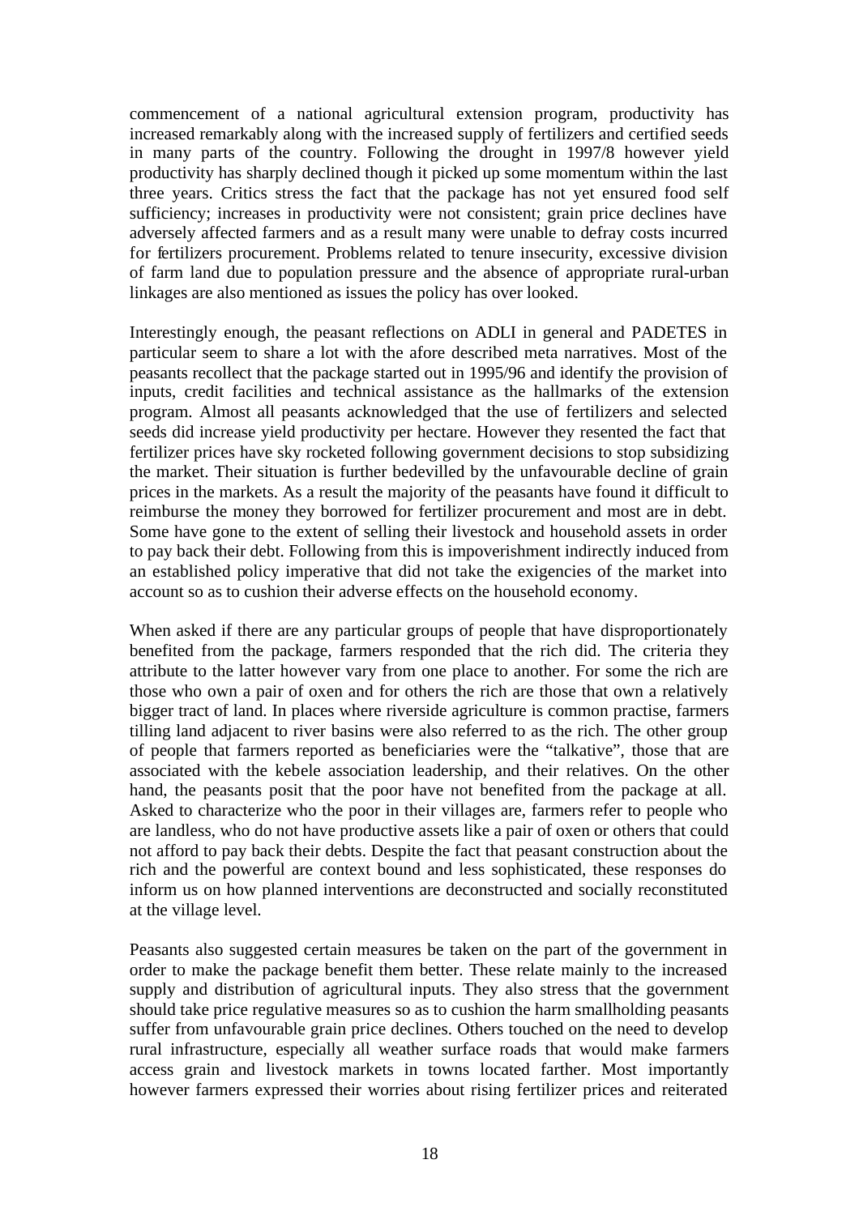commencement of a national agricultural extension program, productivity has increased remarkably along with the increased supply of fertilizers and certified seeds in many parts of the country. Following the drought in 1997/8 however yield productivity has sharply declined though it picked up some momentum within the last three years. Critics stress the fact that the package has not yet ensured food self sufficiency; increases in productivity were not consistent; grain price declines have adversely affected farmers and as a result many were unable to defray costs incurred for fertilizers procurement. Problems related to tenure insecurity, excessive division of farm land due to population pressure and the absence of appropriate rural-urban linkages are also mentioned as issues the policy has over looked.

Interestingly enough, the peasant reflections on ADLI in general and PADETES in particular seem to share a lot with the afore described meta narratives. Most of the peasants recollect that the package started out in 1995/96 and identify the provision of inputs, credit facilities and technical assistance as the hallmarks of the extension program. Almost all peasants acknowledged that the use of fertilizers and selected seeds did increase yield productivity per hectare. However they resented the fact that fertilizer prices have sky rocketed following government decisions to stop subsidizing the market. Their situation is further bedevilled by the unfavourable decline of grain prices in the markets. As a result the majority of the peasants have found it difficult to reimburse the money they borrowed for fertilizer procurement and most are in debt. Some have gone to the extent of selling their livestock and household assets in order to pay back their debt. Following from this is impoverishment indirectly induced from an established policy imperative that did not take the exigencies of the market into account so as to cushion their adverse effects on the household economy.

When asked if there are any particular groups of people that have disproportionately benefited from the package, farmers responded that the rich did. The criteria they attribute to the latter however vary from one place to another. For some the rich are those who own a pair of oxen and for others the rich are those that own a relatively bigger tract of land. In places where riverside agriculture is common practise, farmers tilling land adjacent to river basins were also referred to as the rich. The other group of people that farmers reported as beneficiaries were the "talkative", those that are associated with the kebele association leadership, and their relatives. On the other hand, the peasants posit that the poor have not benefited from the package at all. Asked to characterize who the poor in their villages are, farmers refer to people who are landless, who do not have productive assets like a pair of oxen or others that could not afford to pay back their debts. Despite the fact that peasant construction about the rich and the powerful are context bound and less sophisticated, these responses do inform us on how planned interventions are deconstructed and socially reconstituted at the village level.

Peasants also suggested certain measures be taken on the part of the government in order to make the package benefit them better. These relate mainly to the increased supply and distribution of agricultural inputs. They also stress that the government should take price regulative measures so as to cushion the harm smallholding peasants suffer from unfavourable grain price declines. Others touched on the need to develop rural infrastructure, especially all weather surface roads that would make farmers access grain and livestock markets in towns located farther. Most importantly however farmers expressed their worries about rising fertilizer prices and reiterated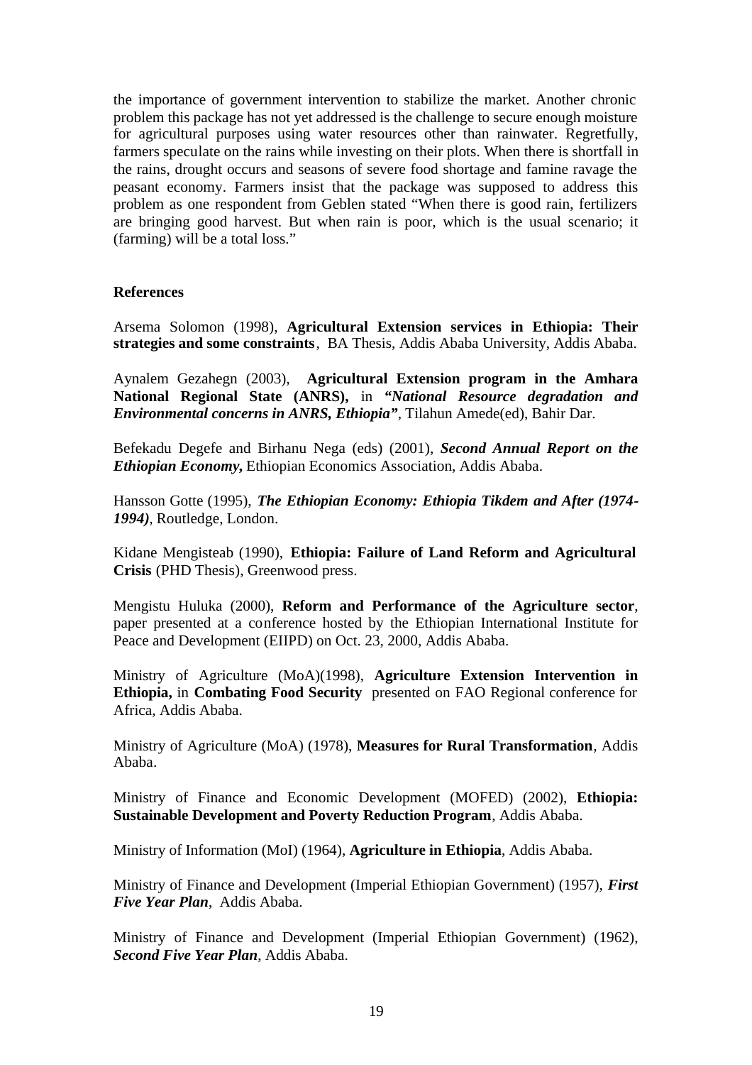the importance of government intervention to stabilize the market. Another chronic problem this package has not yet addressed is the challenge to secure enough moisture for agricultural purposes using water resources other than rainwater. Regretfully, farmers speculate on the rains while investing on their plots. When there is shortfall in the rains, drought occurs and seasons of severe food shortage and famine ravage the peasant economy. Farmers insist that the package was supposed to address this problem as one respondent from Geblen stated "When there is good rain, fertilizers are bringing good harvest. But when rain is poor, which is the usual scenario; it (farming) will be a total loss."

**References**

Arsema Solomon (1998), **Agricultural Extension services in Ethiopia: Their strategies and some constraints**, BA Thesis, Addis Ababa University, Addis Ababa.

Aynalem Gezahegn (2003), **Agricultural Extension program in the Amhara National Regional State (ANRS),** in ***"National Resource degradation and Environmental concerns in ANRS, Ethiopia"***, Tilahun Amede(ed), Bahir Dar.

Befekadu Degefe and Birhanu Nega (eds) (2001), ***Second Annual Report on the Ethiopian Economy,*** Ethiopian Economics Association, Addis Ababa.

Hansson Gotte (1995), ***The Ethiopian Economy: Ethiopia Tikdem and After (1974-1994)***, Routledge, London.

Kidane Mengisteab (1990), **Ethiopia: Failure of Land Reform and Agricultural Crisis** (PHD Thesis), Greenwood press.

Mengistu Huluka (2000), **Reform and Performance of the Agriculture sector**, paper presented at a conference hosted by the Ethiopian International Institute for Peace and Development (EIIPD) on Oct. 23, 2000, Addis Ababa.

Ministry of Agriculture (MoA)(1998), **Agriculture Extension Intervention in Ethiopia,** in **Combating Food Security** presented on FAO Regional conference for Africa, Addis Ababa.

Ministry of Agriculture (MoA) (1978), **Measures for Rural Transformation**, Addis Ababa.

Ministry of Finance and Economic Development (MOFED) (2002), **Ethiopia: Sustainable Development and Poverty Reduction Program**, Addis Ababa.

Ministry of Information (MoI) (1964), **Agriculture in Ethiopia**, Addis Ababa.

Ministry of Finance and Development (Imperial Ethiopian Government) (1957), ***First Five Year Plan***, Addis Ababa.

Ministry of Finance and Development (Imperial Ethiopian Government) (1962), ***Second Five Year Plan***, Addis Ababa.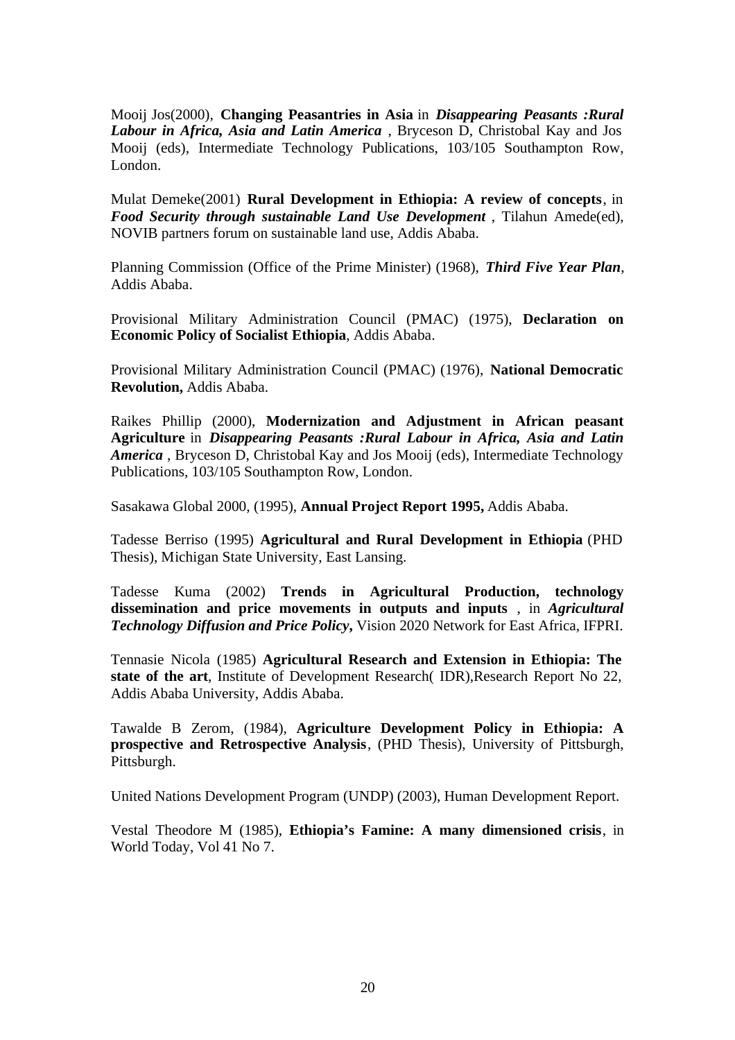Mooij Jos(2000), **Changing Peasantries in Asia** in ***Disappearing Peasants :Rural Labour in Africa, Asia and Latin America*** , Bryceson D, Christobal Kay and Jos Mooij (eds), Intermediate Technology Publications, 103/105 Southampton Row, London.

Mulat Demeke(2001) **Rural Development in Ethiopia: A review of concepts**, in ***Food Security through sustainable Land Use Development*** , Tilahun Amede(ed), NOVIB partners forum on sustainable land use, Addis Ababa.

Planning Commission (Office of the Prime Minister) (1968), ***Third Five Year Plan***, Addis Ababa.

Provisional Military Administration Council (PMAC) (1975), **Declaration on Economic Policy of Socialist Ethiopia**, Addis Ababa.

Provisional Military Administration Council (PMAC) (1976), **National Democratic Revolution,** Addis Ababa.

Raikes Phillip (2000), **Modernization and Adjustment in African peasant Agriculture** in ***Disappearing Peasants :Rural Labour in Africa, Asia and Latin America*** , Bryceson D, Christobal Kay and Jos Mooij (eds), Intermediate Technology Publications, 103/105 Southampton Row, London.

Sasakawa Global 2000, (1995), **Annual Project Report 1995,** Addis Ababa.

Tadesse Berriso (1995) **Agricultural and Rural Development in Ethiopia** (PHD Thesis), Michigan State University, East Lansing.

Tadesse Kuma (2002) **Trends in Agricultural Production, technology dissemination and price movements in outputs and inputs** , in ***Agricultural Technology Diffusion and Price Policy***, Vision 2020 Network for East Africa, IFPRI.

Tennasie Nicola (1985) **Agricultural Research and Extension in Ethiopia: The state of the art**, Institute of Development Research( IDR),Research Report No 22, Addis Ababa University, Addis Ababa.

Tawalde B Zerom, (1984), **Agriculture Development Policy in Ethiopia: A prospective and Retrospective Analysis**, (PHD Thesis), University of Pittsburgh, Pittsburgh.

United Nations Development Program (UNDP) (2003), Human Development Report.

Vestal Theodore M (1985), **Ethiopia's Famine: A many dimensioned crisis**, in World Today, Vol 41 No 7.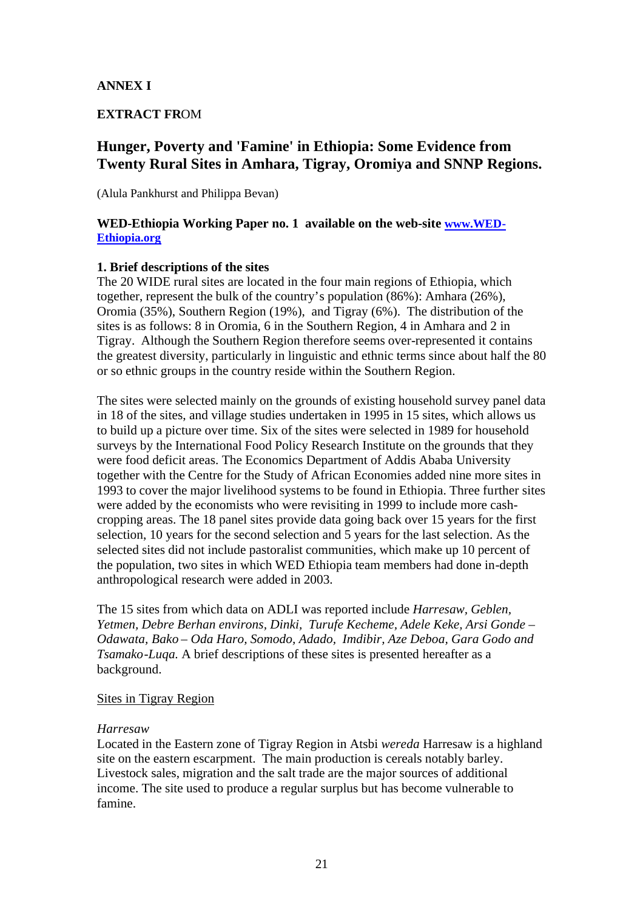**ANNEX I**

**EXTRACT FR**OM

## Hunger, Poverty and 'Famine' in Ethiopia: Some Evidence from Twenty Rural Sites in Amhara, Tigray, Oromiya and SNNP Regions.

(Alula Pankhurst and Philippa Bevan)

**WED-Ethiopia Working Paper no. 1 available on the web-site [www.WED-Ethiopia.org](http://www.WED-Ethiopia.org)**

### 1. Brief descriptions of the sites

The 20 WIDE rural sites are located in the four main regions of Ethiopia, which together, represent the bulk of the country's population (86%): Amhara (26%), Oromia (35%), Southern Region (19%), and Tigray (6%). The distribution of the sites is as follows: 8 in Oromia, 6 in the Southern Region, 4 in Amhara and 2 in Tigray. Although the Southern Region therefore seems over-represented it contains the greatest diversity, particularly in linguistic and ethnic terms since about half the 80 or so ethnic groups in the country reside within the Southern Region.

The sites were selected mainly on the grounds of existing household survey panel data in 18 of the sites, and village studies undertaken in 1995 in 15 sites, which allows us to build up a picture over time. Six of the sites were selected in 1989 for household surveys by the International Food Policy Research Institute on the grounds that they were food deficit areas. The Economics Department of Addis Ababa University together with the Centre for the Study of African Economies added nine more sites in 1993 to cover the major livelihood systems to be found in Ethiopia. Three further sites were added by the economists who were revisiting in 1999 to include more cash-cropping areas. The 18 panel sites provide data going back over 15 years for the first selection, 10 years for the second selection and 5 years for the last selection. As the selected sites did not include pastoralist communities, which make up 10 percent of the population, two sites in which WED Ethiopia team members had done in-depth anthropological research were added in 2003.

The 15 sites from which data on ADLI was reported include *Harresaw, Geblen, Yetmen, Debre Berhan environs, Dinki, Turufe Kecheme, Adele Keke, Arsi Gonde – Odawata, Bako – Oda Haro, Somodo, Adado, Imdibir, Aze Deboa, Gara Godo and Tsamako-Luqa.* A brief descriptions of these sites is presented hereafter as a background.

<u>Sites in Tigray Region</u>

*Harresaw*

Located in the Eastern zone of Tigray Region in Atsbi *wereda* Harresaw is a highland site on the eastern escarpment. The main production is cereals notably barley. Livestock sales, migration and the salt trade are the major sources of additional income. The site used to produce a regular surplus but has become vulnerable to famine.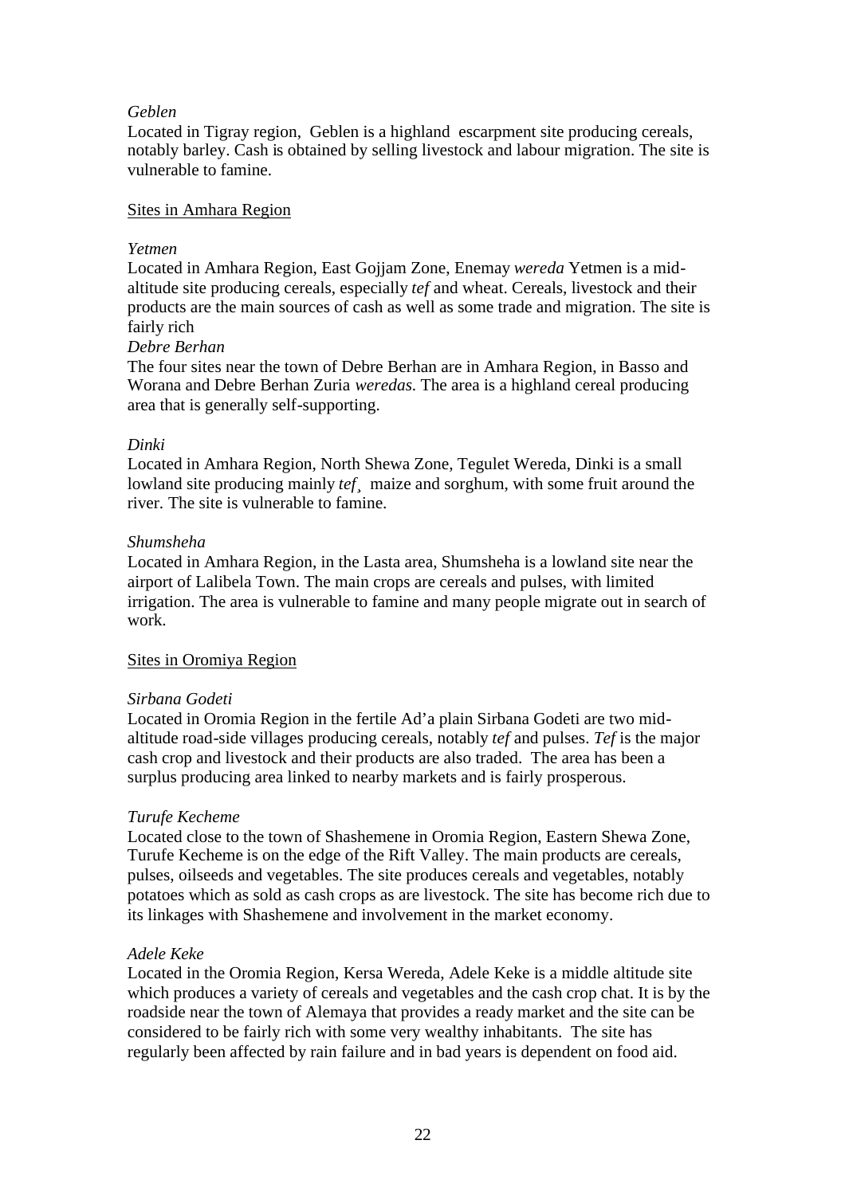*Geblen*

Located in Tigray region, Geblen is a highland escarpment site producing cereals, notably barley. Cash is obtained by selling livestock and labour migration. The site is vulnerable to famine.

Sites in Amhara Region

*Yetmen*

Located in Amhara Region, East Gojjam Zone, Enemay *wereda* Yetmen is a mid-altitude site producing cereals, especially *tef* and wheat. Cereals, livestock and their products are the main sources of cash as well as some trade and migration. The site is fairly rich

*Debre Berhan*

The four sites near the town of Debre Berhan are in Amhara Region, in Basso and Worana and Debre Berhan Zuria *weredas*. The area is a highland cereal producing area that is generally self-supporting.

*Dinki*

Located in Amhara Region, North Shewa Zone, Tegulet Wereda, Dinki is a small lowland site producing mainly *tef*¸ maize and sorghum, with some fruit around the river. The site is vulnerable to famine.

*Shumsheha*

Located in Amhara Region, in the Lasta area, Shumsheha is a lowland site near the airport of Lalibela Town. The main crops are cereals and pulses, with limited irrigation. The area is vulnerable to famine and many people migrate out in search of work.

Sites in Oromiya Region

*Sirbana Godeti*

Located in Oromia Region in the fertile Ad'a plain Sirbana Godeti are two mid-altitude road-side villages producing cereals, notably *tef* and pulses. *Tef* is the major cash crop and livestock and their products are also traded. The area has been a surplus producing area linked to nearby markets and is fairly prosperous.

*Turufe Kecheme*

Located close to the town of Shashemene in Oromia Region, Eastern Shewa Zone, Turufe Kecheme is on the edge of the Rift Valley. The main products are cereals, pulses, oilseeds and vegetables. The site produces cereals and vegetables, notably potatoes which as sold as cash crops as are livestock. The site has become rich due to its linkages with Shashemene and involvement in the market economy.

*Adele Keke*

Located in the Oromia Region, Kersa Wereda, Adele Keke is a middle altitude site which produces a variety of cereals and vegetables and the cash crop chat. It is by the roadside near the town of Alemaya that provides a ready market and the site can be considered to be fairly rich with some very wealthy inhabitants. The site has regularly been affected by rain failure and in bad years is dependent on food aid.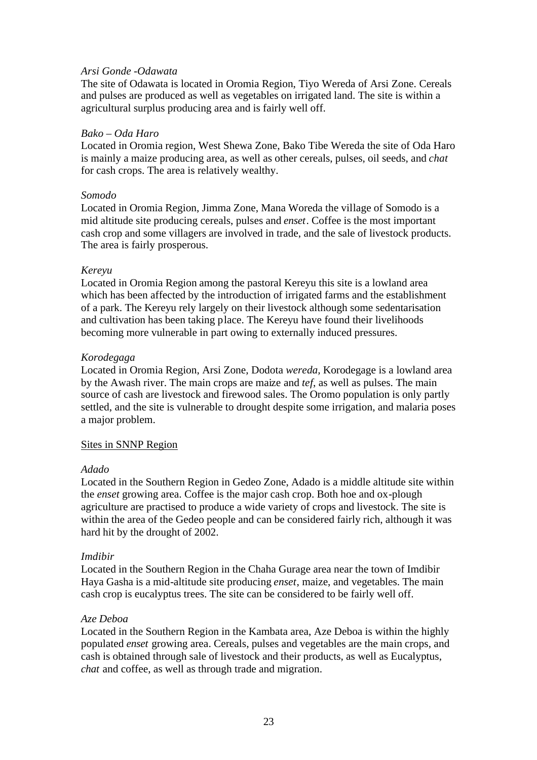*Arsi Gonde -Odawata*
The site of Odawata is located in Oromia Region, Tiyo Wereda of Arsi Zone. Cereals and pulses are produced as well as vegetables on irrigated land. The site is within a agricultural surplus producing area and is fairly well off.

*Bako – Oda Haro*
Located in Oromia region, West Shewa Zone, Bako Tibe Wereda the site of Oda Haro is mainly a maize producing area, as well as other cereals, pulses, oil seeds, and *chat* for cash crops. The area is relatively wealthy.

*Somodo*
Located in Oromia Region, Jimma Zone, Mana Woreda the village of Somodo is a mid altitude site producing cereals, pulses and *enset*. Coffee is the most important cash crop and some villagers are involved in trade, and the sale of livestock products. The area is fairly prosperous.

*Kereyu*
Located in Oromia Region among the pastoral Kereyu this site is a lowland area which has been affected by the introduction of irrigated farms and the establishment of a park. The Kereyu rely largely on their livestock although some sedentarisation and cultivation has been taking place. The Kereyu have found their livelihoods becoming more vulnerable in part owing to externally induced pressures.

*Korodegaga*
Located in Oromia Region, Arsi Zone, Dodota *wereda*, Korodegage is a lowland area by the Awash river. The main crops are maize and *tef*, as well as pulses. The main source of cash are livestock and firewood sales. The Oromo population is only partly settled, and the site is vulnerable to drought despite some irrigation, and malaria poses a major problem.

<u>Sites in SNNP Region</u>

*Adado*
Located in the Southern Region in Gedeo Zone, Adado is a middle altitude site within the *enset* growing area. Coffee is the major cash crop. Both hoe and ox-plough agriculture are practised to produce a wide variety of crops and livestock. The site is within the area of the Gedeo people and can be considered fairly rich, although it was hard hit by the drought of 2002.

*Imdibir*
Located in the Southern Region in the Chaha Gurage area near the town of Imdibir Haya Gasha is a mid-altitude site producing *enset*, maize, and vegetables. The main cash crop is eucalyptus trees. The site can be considered to be fairly well off.

*Aze Deboa*
Located in the Southern Region in the Kambata area, Aze Deboa is within the highly populated *enset* growing area. Cereals, pulses and vegetables are the main crops, and cash is obtained through sale of livestock and their products, as well as Eucalyptus, *chat* and coffee, as well as through trade and migration.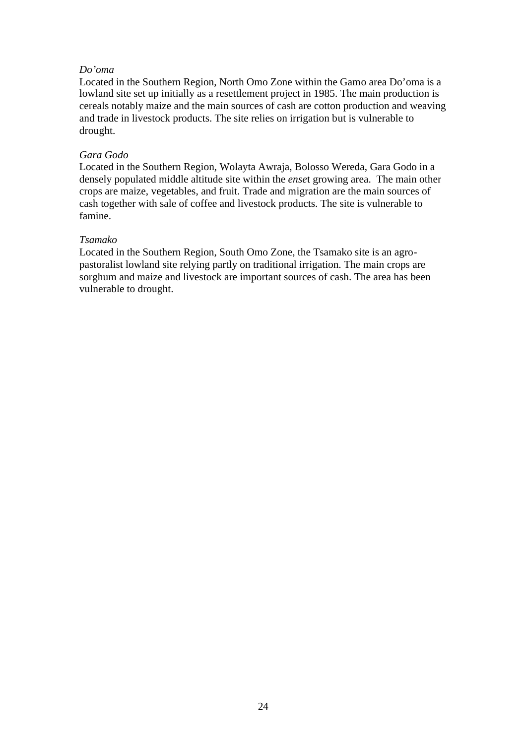*Do'oma*

Located in the Southern Region, North Omo Zone within the Gamo area Do'oma is a lowland site set up initially as a resettlement project in 1985. The main production is cereals notably maize and the main sources of cash are cotton production and weaving and trade in livestock products. The site relies on irrigation but is vulnerable to drought.

*Gara Godo*

Located in the Southern Region, Wolayta Awraja, Bolosso Wereda, Gara Godo in a densely populated middle altitude site within the *ense*t growing area. The main other crops are maize, vegetables, and fruit. Trade and migration are the main sources of cash together with sale of coffee and livestock products. The site is vulnerable to famine.

*Tsamako*

Located in the Southern Region, South Omo Zone, the Tsamako site is an agro-pastoralist lowland site relying partly on traditional irrigation. The main crops are sorghum and maize and livestock are important sources of cash. The area has been vulnerable to drought.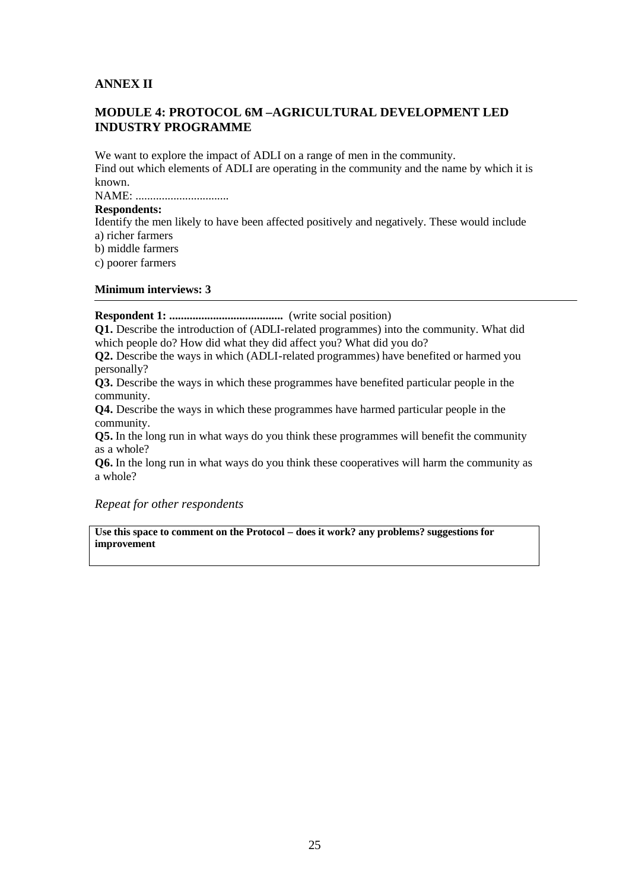## ANNEX II

## MODULE 4: PROTOCOL 6M –AGRICULTURAL DEVELOPMENT LED INDUSTRY PROGRAMME

We want to explore the impact of ADLI on a range of men in the community.
Find out which elements of ADLI are operating in the community and the name by which it is known.
NAME: ................................

**Respondents:**
Identify the men likely to have been affected positively and negatively. These would include
a) richer farmers
b) middle farmers
c) poorer farmers

**Minimum interviews: 3**

---

**Respondent 1: .......................................** (write social position)

**Q1.** Describe the introduction of (ADLI-related programmes) into the community. What did which people do? How did what they did affect you? What did you do?

**Q2.** Describe the ways in which (ADLI-related programmes) have benefited or harmed you personally?

**Q3.** Describe the ways in which these programmes have benefited particular people in the community.

**Q4.** Describe the ways in which these programmes have harmed particular people in the community.

**Q5.** In the long run in what ways do you think these programmes will benefit the community as a whole?

**Q6.** In the long run in what ways do you think these cooperatives will harm the community as a whole?

*Repeat for other respondents*

| **Use this space to comment on the Protocol – does it work? any problems? suggestions for improvement** |
|---|
| |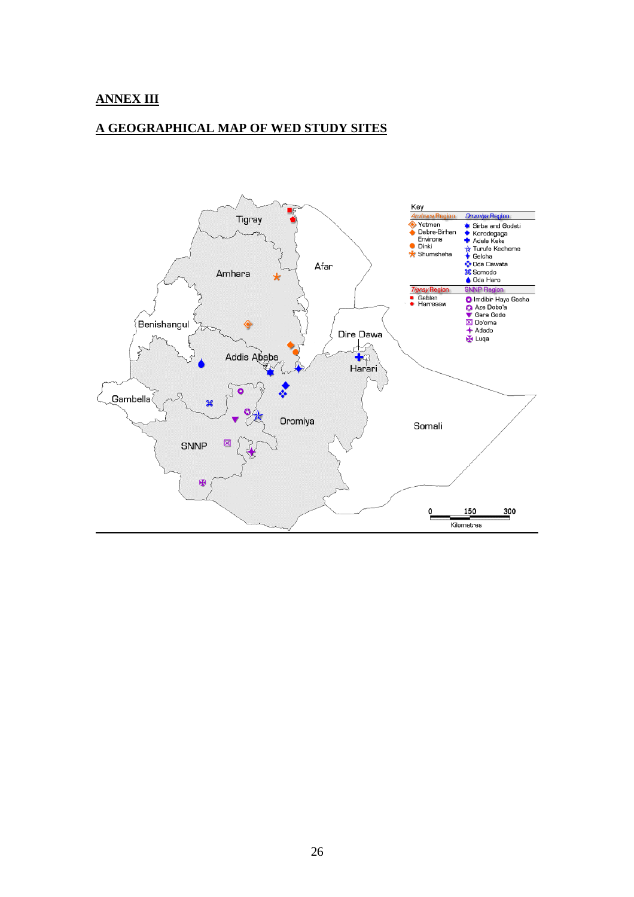## ANNEX III

## A GEOGRAPHICAL MAP OF WED STUDY SITES

Tigray
Afar
Amhara
Benishangul
Dire Dawa
Addis Ababa
Harari
Gambella
Oromiya
Somali
SNNP

Key
Amhara Region
Yetmen
Debre-Birhan Environs
Dinki
Shumsheha
Oromiya Region
Sirba and Godeti
Korodegaga
Adele Keke
Turufe Kechema
Gelcha
Oda Dawata
Somodo
Oda Haro
Tigray Region
Geblen
Harresaw
SNNP Region
Imdibir Haya Gasha
Aze Dobo'a
Gara Godo
Do'oma
Adado
Luqa

0 150 300
Kilometres